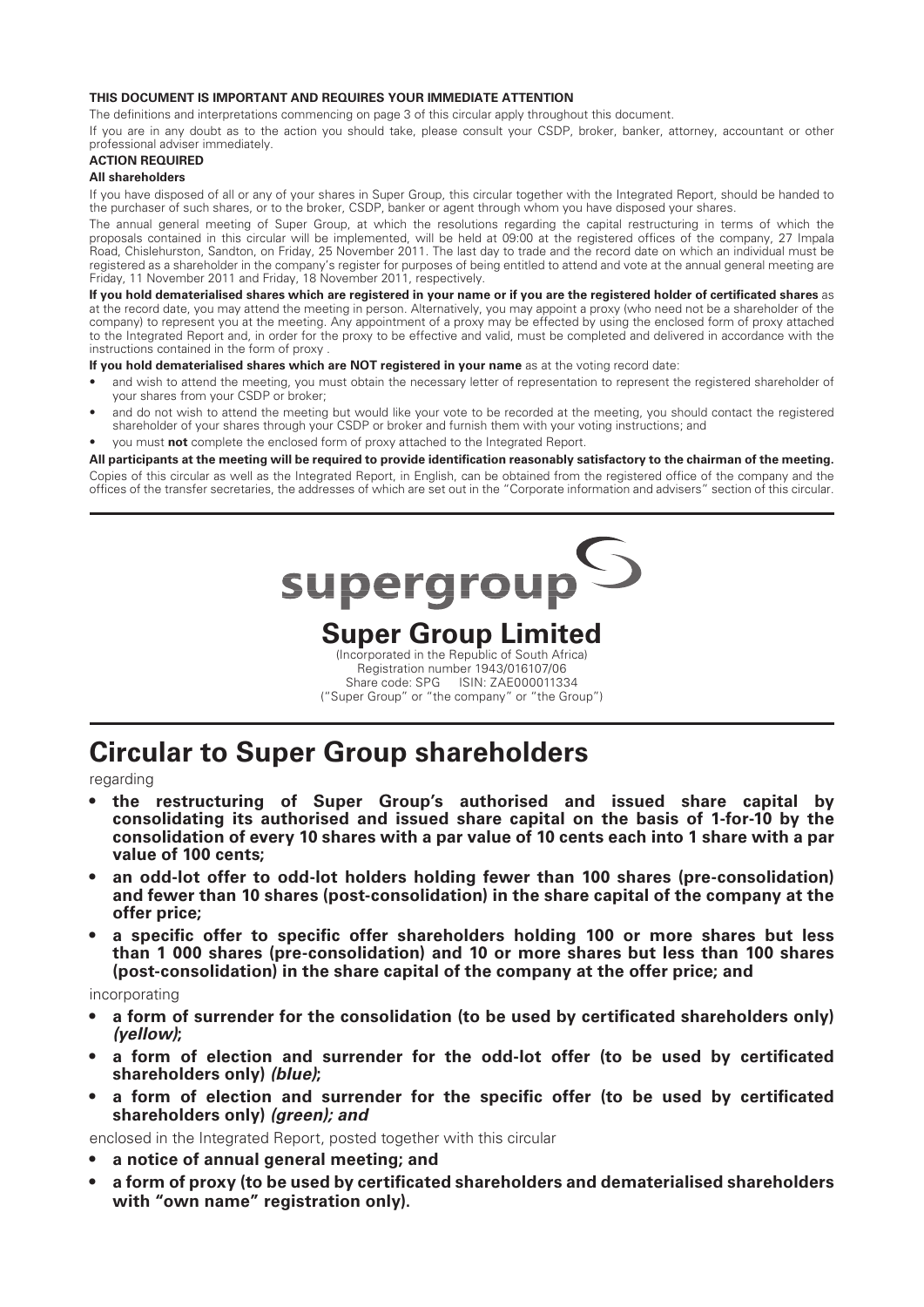**THIS DOCUMENT IS IMPORTANT AND REQUIRES YOUR IMMEDIATE ATTENTION**

The definitions and interpretations commencing on page 3 of this circular apply throughout this document.

If you are in any doubt as to the action you should take, please consult your CSDP, broker, banker, attorney, accountant or other professional adviser immediately.

**ACTION REQUIRED**

**All shareholders**

If you have disposed of all or any of your shares in Super Group, this circular together with the Integrated Report, should be handed to the purchaser of such shares, or to the broker, CSDP, banker or agent through whom you have disposed your shares.

The annual general meeting of Super Group, at which the resolutions regarding the capital restructuring in terms of which the proposals contained in this circular will be implemented, will be held at 09:00 at the registered offices of the company, 27 Impala Road, Chislehurston, Sandton, on Friday, 25 November 2011. The last day to trade and the record date on which an individual must be registered as a shareholder in the company's register for purposes of being entitled to attend and vote at the annual general meeting are Friday, 11 November 2011 and Friday, 18 November 2011, respectively.

**If you hold dematerialised shares which are registered in your name or if you are the registered holder of certificated shares** as at the record date, you may attend the meeting in person. Alternatively, you may appoint a proxy (who need not be a shareholder of the company) to represent you at the meeting. Any appointment of a proxy may be effected by using the enclosed form of proxy attached to the Integrated Report and, in order for the proxy to be effective and valid, must be completed and delivered in accordance with the instructions contained in the form of proxy .

**If you hold dematerialised shares which are NOT registered in your name** as at the voting record date:

- and wish to attend the meeting, you must obtain the necessary letter of representation to represent the registered shareholder of your shares from your CSDP or broker;
- and do not wish to attend the meeting but would like your vote to be recorded at the meeting, you should contact the registered shareholder of your shares through your CSDP or broker and furnish them with your voting instructions; and
- you must **not** complete the enclosed form of proxy attached to the Integrated Report.

**All participants at the meeting will be required to provide identification reasonably satisfactory to the chairman of the meeting.**

Copies of this circular as well as the Integrated Report, in English, can be obtained from the registered office of the company and the offices of the transfer secretaries, the addresses of which are set out in the "Corporate information and advisers" section of this circular.

---

supergroup

# Super Group Limited

(Incorporated in the Republic of South Africa)
Registration number 1943/016107/06
Share code: SPG ISIN: ZAE000011334
("Super Group" or "the company" or "the Group")

---

# Circular to Super Group shareholders

regarding

- **the restructuring of Super Group's authorised and issued share capital by consolidating its authorised and issued share capital on the basis of 1-for-10 by the consolidation of every 10 shares with a par value of 10 cents each into 1 share with a par value of 100 cents;**
- **an odd-lot offer to odd-lot holders holding fewer than 100 shares (pre-consolidation) and fewer than 10 shares (post-consolidation) in the share capital of the company at the offer price;**
- **a specific offer to specific offer shareholders holding 100 or more shares but less than 1 000 shares (pre-consolidation) and 10 or more shares but less than 100 shares (post-consolidation) in the share capital of the company at the offer price; and**

incorporating

- **a form of surrender for the consolidation (to be used by certificated shareholders only) *(yellow)*;**
- **a form of election and surrender for the odd-lot offer (to be used by certificated shareholders only) *(blue)*;**
- **a form of election and surrender for the specific offer (to be used by certificated shareholders only) *(green); and***

enclosed in the Integrated Report, posted together with this circular

- **a notice of annual general meeting; and**
- **a form of proxy (to be used by certificated shareholders and dematerialised shareholders with "own name" registration only).**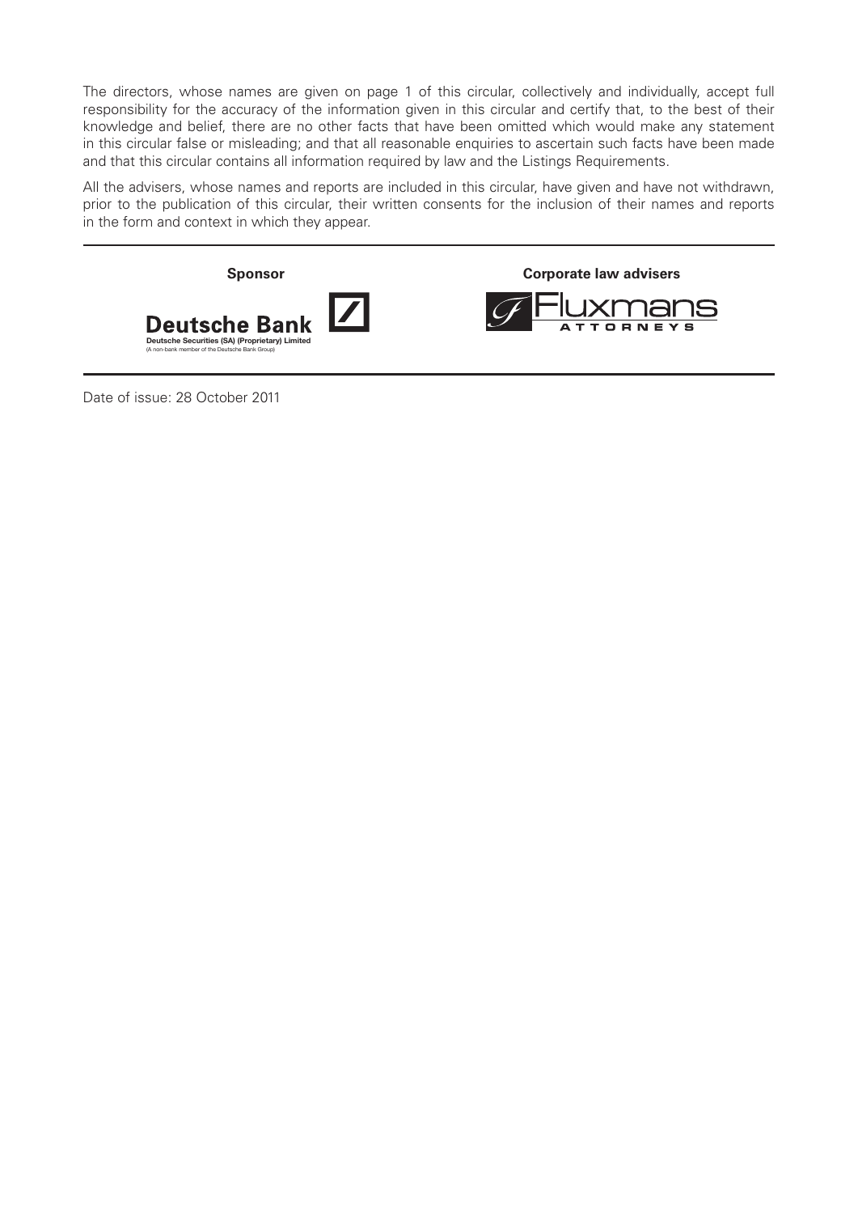The directors, whose names are given on page 1 of this circular, collectively and individually, accept full responsibility for the accuracy of the information given in this circular and certify that, to the best of their knowledge and belief, there are no other facts that have been omitted which would make any statement in this circular false or misleading; and that all reasonable enquiries to ascertain such facts have been made and that this circular contains all information required by law and the Listings Requirements.

All the advisers, whose names and reports are included in this circular, have given and have not withdrawn, prior to the publication of this circular, their written consents for the inclusion of their names and reports in the form and context in which they appear.

| **Sponsor** | **Corporate law advisers** |
| --- | --- |
| Deutsche Bank<br>Deutsche Securities (SA) (Proprietary) Limited<br>(A non-bank member of the Deutsche Bank Group) | Fluxmans<br>ATTORNEYS |

Date of issue: 28 October 2011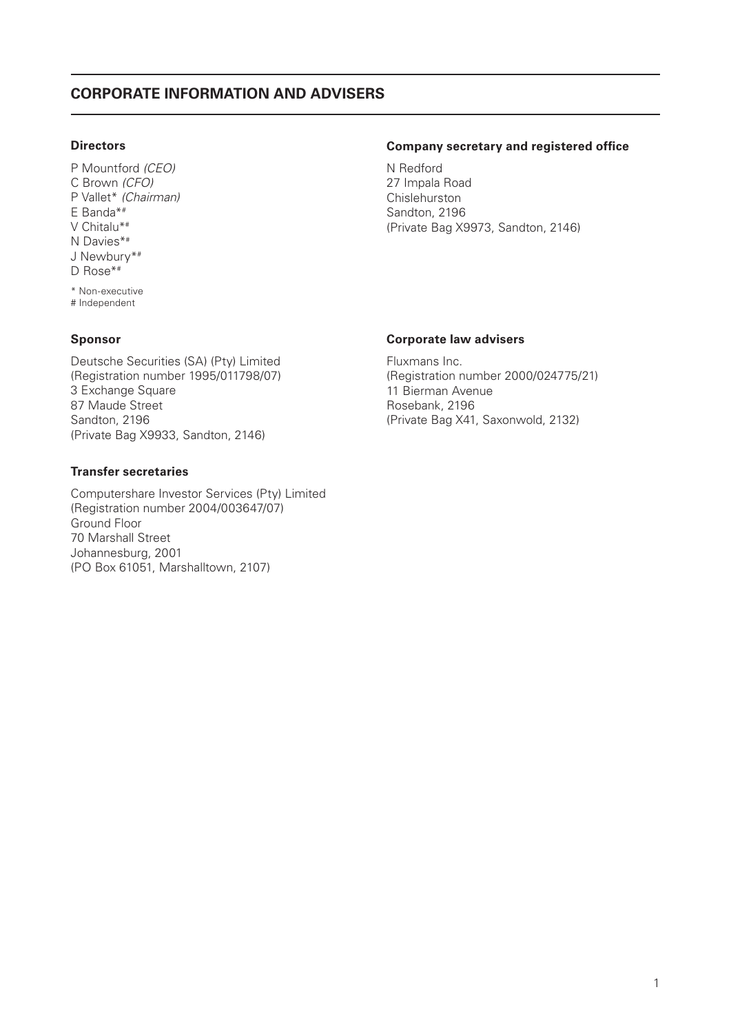# CORPORATE INFORMATION AND ADVISERS

### Directors

P Mountford *(CEO)*
C Brown *(CFO)*
P Vallet* *(Chairman)*
E Banda*#
V Chitalu*#
N Davies*#
J Newbury*#
D Rose*#

\* Non-executive
\# Independent

### Company secretary and registered office

N Redford
27 Impala Road
Chislehurston
Sandton, 2196
(Private Bag X9973, Sandton, 2146)

### Sponsor

Deutsche Securities (SA) (Pty) Limited
(Registration number 1995/011798/07)
3 Exchange Square
87 Maude Street
Sandton, 2196
(Private Bag X9933, Sandton, 2146)

### Corporate law advisers

Fluxmans Inc.
(Registration number 2000/024775/21)
11 Bierman Avenue
Rosebank, 2196
(Private Bag X41, Saxonwold, 2132)

### Transfer secretaries

Computershare Investor Services (Pty) Limited
(Registration number 2004/003647/07)
Ground Floor
70 Marshall Street
Johannesburg, 2001
(PO Box 61051, Marshalltown, 2107)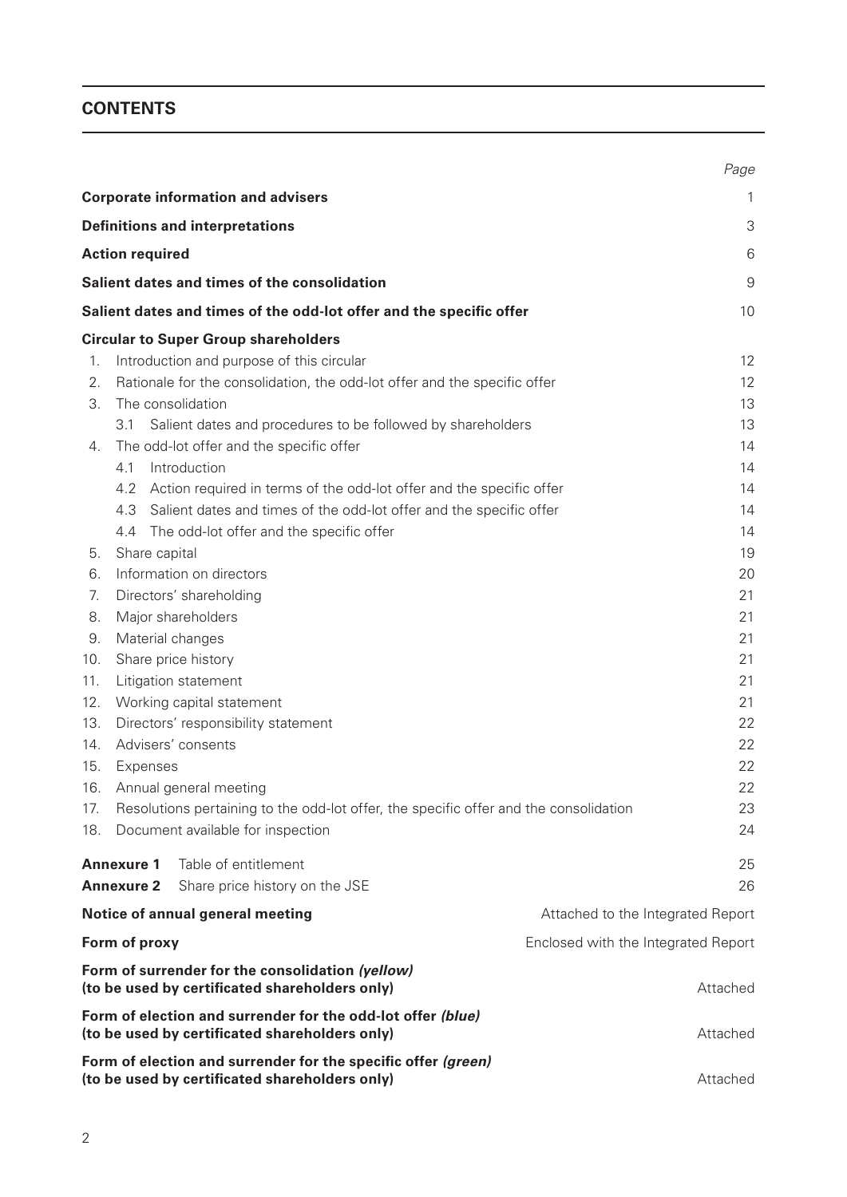## CONTENTS

| | Page |
|---|---|
| **Corporate information and advisers** | 1 |
| **Definitions and interpretations** | 3 |
| **Action required** | 6 |
| **Salient dates and times of the consolidation** | 9 |
| **Salient dates and times of the odd-lot offer and the specific offer** | 10 |
| **Circular to Super Group shareholders** | |
| 1. Introduction and purpose of this circular | 12 |
| 2. Rationale for the consolidation, the odd-lot offer and the specific offer | 12 |
| 3. The consolidation | 13 |
| 3.1 Salient dates and procedures to be followed by shareholders | 13 |
| 4. The odd-lot offer and the specific offer | 14 |
| 4.1 Introduction | 14 |
| 4.2 Action required in terms of the odd-lot offer and the specific offer | 14 |
| 4.3 Salient dates and times of the odd-lot offer and the specific offer | 14 |
| 4.4 The odd-lot offer and the specific offer | 14 |
| 5. Share capital | 19 |
| 6. Information on directors | 20 |
| 7. Directors' shareholding | 21 |
| 8. Major shareholders | 21 |
| 9. Material changes | 21 |
| 10. Share price history | 21 |
| 11. Litigation statement | 21 |
| 12. Working capital statement | 21 |
| 13. Directors' responsibility statement | 22 |
| 14. Advisers' consents | 22 |
| 15. Expenses | 22 |
| 16. Annual general meeting | 22 |
| 17. Resolutions pertaining to the odd-lot offer, the specific offer and the consolidation | 23 |
| 18. Document available for inspection | 24 |
| **Annexure 1** Table of entitlement | 25 |
| **Annexure 2** Share price history on the JSE | 26 |
| **Notice of annual general meeting** | Attached to the Integrated Report |
| **Form of proxy** | Enclosed with the Integrated Report |
| **Form of surrender for the consolidation *(yellow)* (to be used by certificated shareholders only)** | Attached |
| **Form of election and surrender for the odd-lot offer *(blue)* (to be used by certificated shareholders only)** | Attached |
| **Form of election and surrender for the specific offer *(green)* (to be used by certificated shareholders only)** | Attached |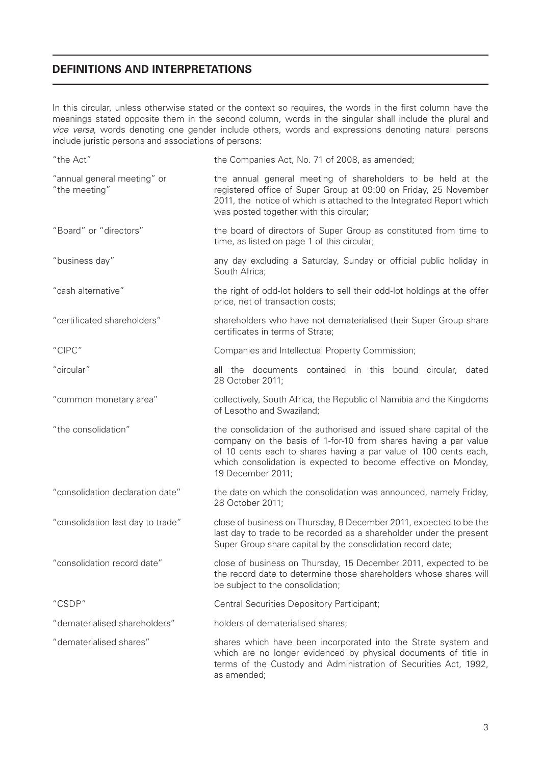## DEFINITIONS AND INTERPRETATIONS

In this circular, unless otherwise stated or the context so requires, the words in the first column have the meanings stated opposite them in the second column, words in the singular shall include the plural and *vice versa*, words denoting one gender include others, words and expressions denoting natural persons include juristic persons and associations of persons:

| | |
|---|---|
| "the Act" | the Companies Act, No. 71 of 2008, as amended; |
| "annual general meeting" or "the meeting" | the annual general meeting of shareholders to be held at the registered office of Super Group at 09:00 on Friday, 25 November 2011, the notice of which is attached to the Integrated Report which was posted together with this circular; |
| "Board" or "directors" | the board of directors of Super Group as constituted from time to time, as listed on page 1 of this circular; |
| "business day" | any day excluding a Saturday, Sunday or official public holiday in South Africa; |
| "cash alternative" | the right of odd-lot holders to sell their odd-lot holdings at the offer price, net of transaction costs; |
| "certificated shareholders" | shareholders who have not dematerialised their Super Group share certificates in terms of Strate; |
| "CIPC" | Companies and Intellectual Property Commission; |
| "circular" | all the documents contained in this bound circular, dated 28 October 2011; |
| "common monetary area" | collectively, South Africa, the Republic of Namibia and the Kingdoms of Lesotho and Swaziland; |
| "the consolidation" | the consolidation of the authorised and issued share capital of the company on the basis of 1-for-10 from shares having a par value of 10 cents each to shares having a par value of 100 cents each, which consolidation is expected to become effective on Monday, 19 December 2011; |
| "consolidation declaration date" | the date on which the consolidation was announced, namely Friday, 28 October 2011; |
| "consolidation last day to trade" | close of business on Thursday, 8 December 2011, expected to be the last day to trade to be recorded as a shareholder under the present Super Group share capital by the consolidation record date; |
| "consolidation record date" | close of business on Thursday, 15 December 2011, expected to be the record date to determine those shareholders whose shares will be subject to the consolidation; |
| "CSDP" | Central Securities Depository Participant; |
| "dematerialised shareholders" | holders of dematerialised shares; |
| "dematerialised shares" | shares which have been incorporated into the Strate system and which are no longer evidenced by physical documents of title in terms of the Custody and Administration of Securities Act, 1992, as amended; |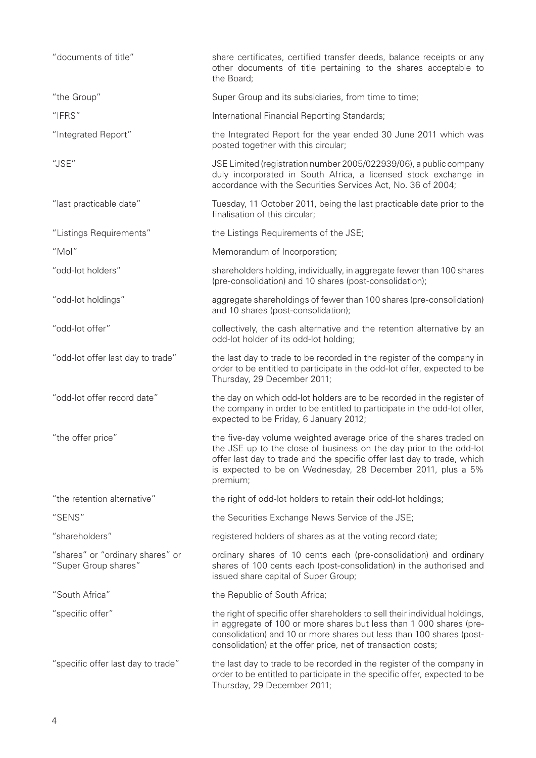| | |
|---|---|
| "documents of title" | share certificates, certified transfer deeds, balance receipts or any other documents of title pertaining to the shares acceptable to the Board; |
| "the Group" | Super Group and its subsidiaries, from time to time; |
| "IFRS" | International Financial Reporting Standards; |
| "Integrated Report" | the Integrated Report for the year ended 30 June 2011 which was posted together with this circular; |
| "JSE" | JSE Limited (registration number 2005/022939/06), a public company duly incorporated in South Africa, a licensed stock exchange in accordance with the Securities Services Act, No. 36 of 2004; |
| "last practicable date" | Tuesday, 11 October 2011, being the last practicable date prior to the finalisation of this circular; |
| "Listings Requirements" | the Listings Requirements of the JSE; |
| "MoI" | Memorandum of Incorporation; |
| "odd-lot holders" | shareholders holding, individually, in aggregate fewer than 100 shares (pre-consolidation) and 10 shares (post-consolidation); |
| "odd-lot holdings" | aggregate shareholdings of fewer than 100 shares (pre-consolidation) and 10 shares (post-consolidation); |
| "odd-lot offer" | collectively, the cash alternative and the retention alternative by an odd-lot holder of its odd-lot holding; |
| "odd-lot offer last day to trade" | the last day to trade to be recorded in the register of the company in order to be entitled to participate in the odd-lot offer, expected to be Thursday, 29 December 2011; |
| "odd-lot offer record date" | the day on which odd-lot holders are to be recorded in the register of the company in order to be entitled to participate in the odd-lot offer, expected to be Friday, 6 January 2012; |
| "the offer price" | the five-day volume weighted average price of the shares traded on the JSE up to the close of business on the day prior to the odd-lot offer last day to trade and the specific offer last day to trade, which is expected to be on Wednesday, 28 December 2011, plus a 5% premium; |
| "the retention alternative" | the right of odd-lot holders to retain their odd-lot holdings; |
| "SENS" | the Securities Exchange News Service of the JSE; |
| "shareholders" | registered holders of shares as at the voting record date; |
| "shares" or "ordinary shares" or "Super Group shares" | ordinary shares of 10 cents each (pre-consolidation) and ordinary shares of 100 cents each (post-consolidation) in the authorised and issued share capital of Super Group; |
| "South Africa" | the Republic of South Africa; |
| "specific offer" | the right of specific offer shareholders to sell their individual holdings, in aggregate of 100 or more shares but less than 1 000 shares (pre-consolidation) and 10 or more shares but less than 100 shares (post-consolidation) at the offer price, net of transaction costs; |
| "specific offer last day to trade" | the last day to trade to be recorded in the register of the company in order to be entitled to participate in the specific offer, expected to be Thursday, 29 December 2011; |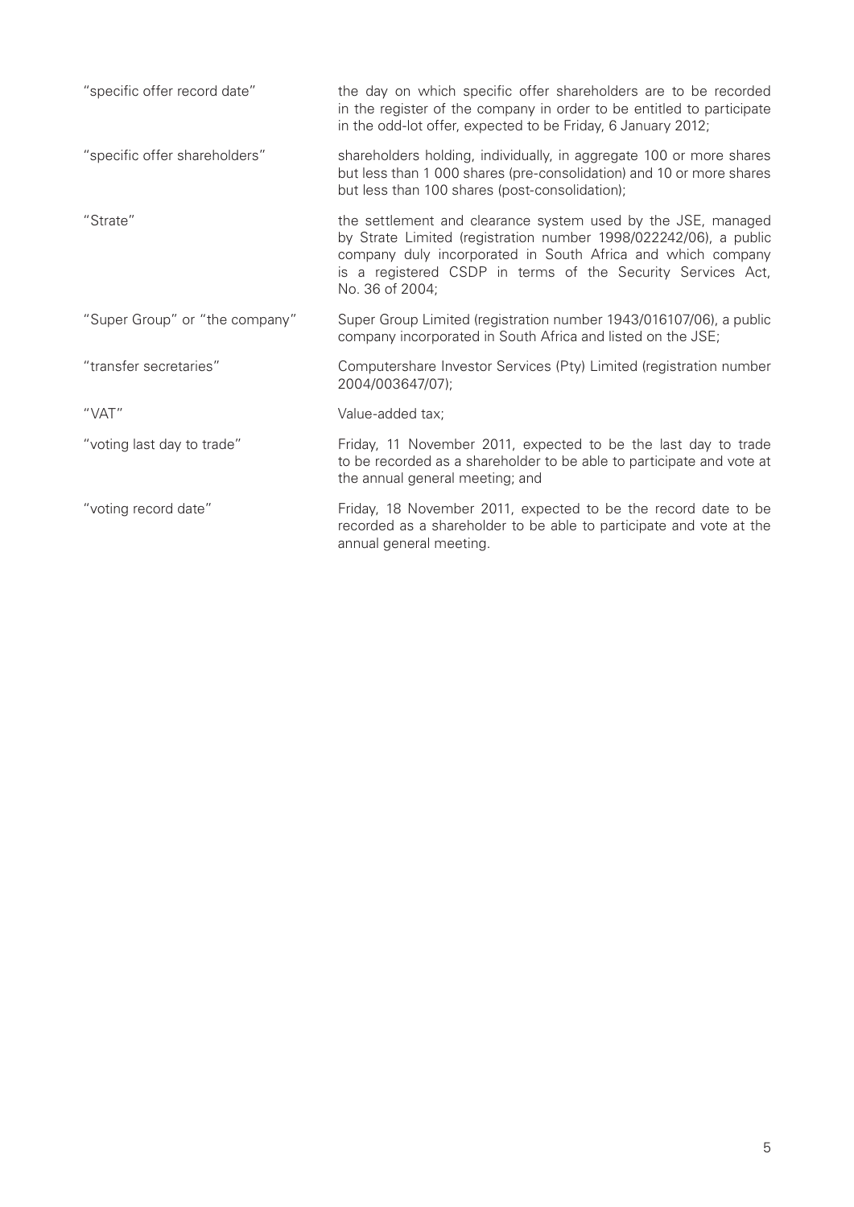| | |
|---|---|
| "specific offer record date" | the day on which specific offer shareholders are to be recorded in the register of the company in order to be entitled to participate in the odd-lot offer, expected to be Friday, 6 January 2012; |
| "specific offer shareholders" | shareholders holding, individually, in aggregate 100 or more shares but less than 1 000 shares (pre-consolidation) and 10 or more shares but less than 100 shares (post-consolidation); |
| "Strate" | the settlement and clearance system used by the JSE, managed by Strate Limited (registration number 1998/022242/06), a public company duly incorporated in South Africa and which company is a registered CSDP in terms of the Security Services Act, No. 36 of 2004; |
| "Super Group" or "the company" | Super Group Limited (registration number 1943/016107/06), a public company incorporated in South Africa and listed on the JSE; |
| "transfer secretaries" | Computershare Investor Services (Pty) Limited (registration number 2004/003647/07); |
| "VAT" | Value-added tax; |
| "voting last day to trade" | Friday, 11 November 2011, expected to be the last day to trade to be recorded as a shareholder to be able to participate and vote at the annual general meeting; and |
| "voting record date" | Friday, 18 November 2011, expected to be the record date to be recorded as a shareholder to be able to participate and vote at the annual general meeting. |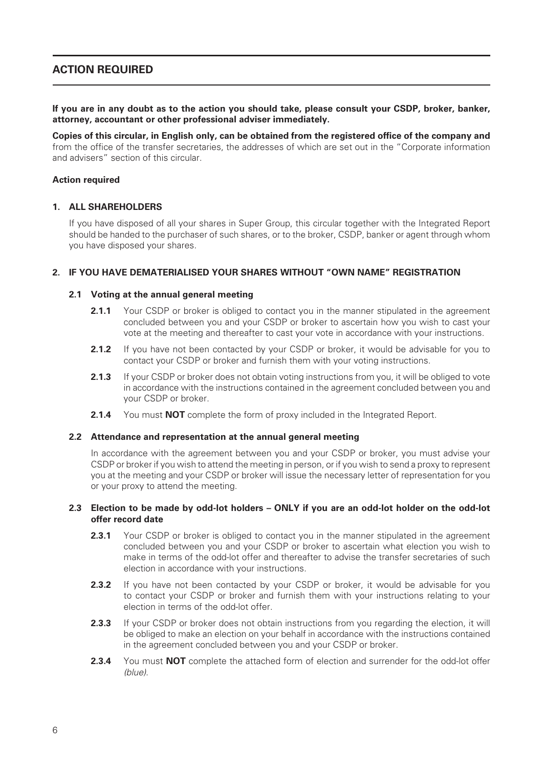## ACTION REQUIRED

**If you are in any doubt as to the action you should take, please consult your CSDP, broker, banker, attorney, accountant or other professional adviser immediately.**

**Copies of this circular, in English only, can be obtained from the registered office of the company and** from the office of the transfer secretaries, the addresses of which are set out in the "Corporate information and advisers" section of this circular.

**Action required**

### 1. ALL SHAREHOLDERS

If you have disposed of all your shares in Super Group, this circular together with the Integrated Report should be handed to the purchaser of such shares, or to the broker, CSDP, banker or agent through whom you have disposed your shares.

### 2. IF YOU HAVE DEMATERIALISED YOUR SHARES WITHOUT "OWN NAME" REGISTRATION

#### 2.1 Voting at the annual general meeting

**2.1.1** Your CSDP or broker is obliged to contact you in the manner stipulated in the agreement concluded between you and your CSDP or broker to ascertain how you wish to cast your vote at the meeting and thereafter to cast your vote in accordance with your instructions.

**2.1.2** If you have not been contacted by your CSDP or broker, it would be advisable for you to contact your CSDP or broker and furnish them with your voting instructions.

**2.1.3** If your CSDP or broker does not obtain voting instructions from you, it will be obliged to vote in accordance with the instructions contained in the agreement concluded between you and your CSDP or broker.

**2.1.4** You must **NOT** complete the form of proxy included in the Integrated Report.

#### 2.2 Attendance and representation at the annual general meeting

In accordance with the agreement between you and your CSDP or broker, you must advise your CSDP or broker if you wish to attend the meeting in person, or if you wish to send a proxy to represent you at the meeting and your CSDP or broker will issue the necessary letter of representation for you or your proxy to attend the meeting.

#### 2.3 Election to be made by odd-lot holders – ONLY if you are an odd-lot holder on the odd-lot offer record date

**2.3.1** Your CSDP or broker is obliged to contact you in the manner stipulated in the agreement concluded between you and your CSDP or broker to ascertain what election you wish to make in terms of the odd-lot offer and thereafter to advise the transfer secretaries of such election in accordance with your instructions.

**2.3.2** If you have not been contacted by your CSDP or broker, it would be advisable for you to contact your CSDP or broker and furnish them with your instructions relating to your election in terms of the odd-lot offer.

**2.3.3** If your CSDP or broker does not obtain instructions from you regarding the election, it will be obliged to make an election on your behalf in accordance with the instructions contained in the agreement concluded between you and your CSDP or broker.

**2.3.4** You must **NOT** complete the attached form of election and surrender for the odd-lot offer *(blue)*.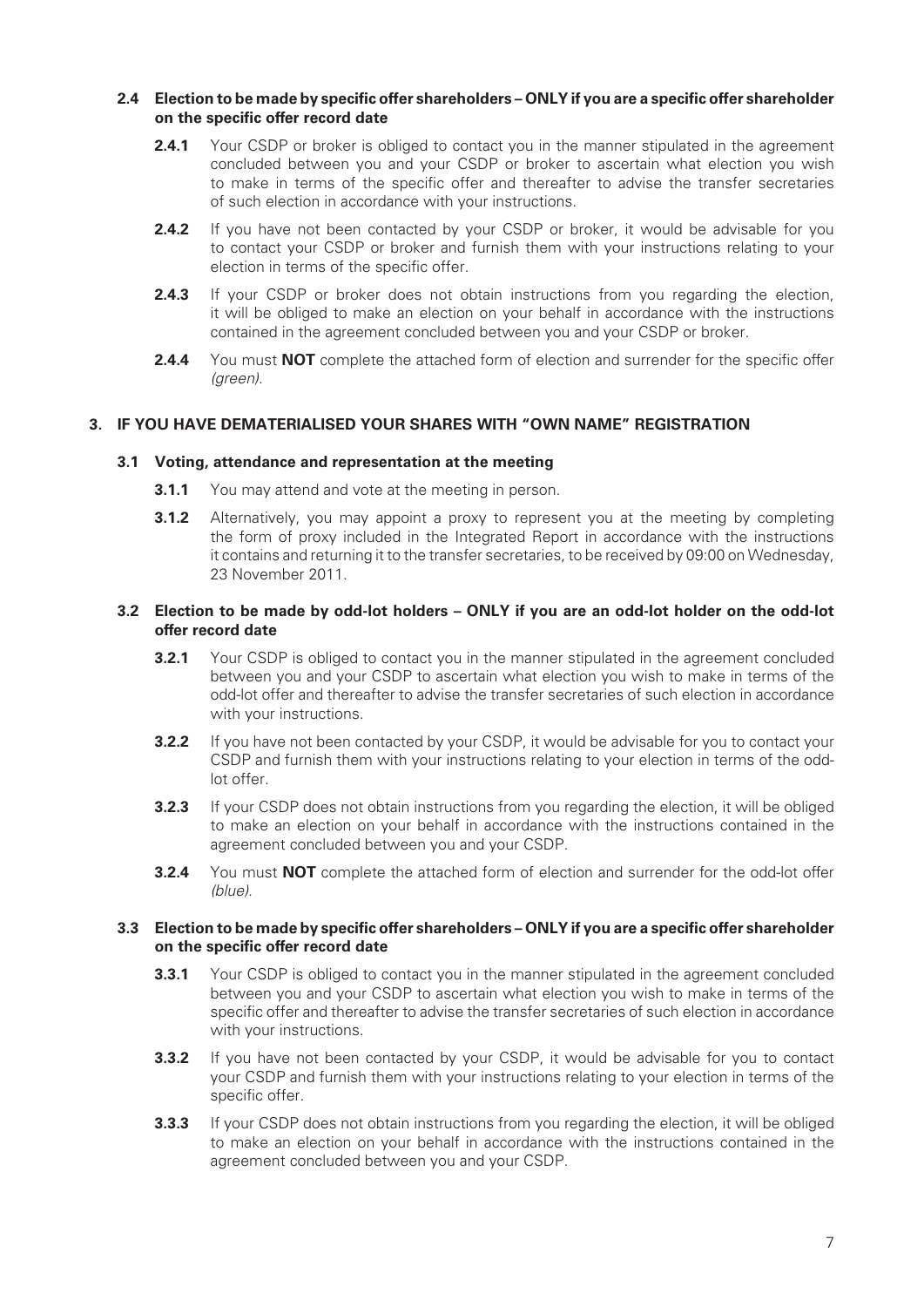**2.4 Election to be made by specific offer shareholders – ONLY if you are a specific offer shareholder on the specific offer record date**

**2.4.1** Your CSDP or broker is obliged to contact you in the manner stipulated in the agreement concluded between you and your CSDP or broker to ascertain what election you wish to make in terms of the specific offer and thereafter to advise the transfer secretaries of such election in accordance with your instructions.

**2.4.2** If you have not been contacted by your CSDP or broker, it would be advisable for you to contact your CSDP or broker and furnish them with your instructions relating to your election in terms of the specific offer.

**2.4.3** If your CSDP or broker does not obtain instructions from you regarding the election, it will be obliged to make an election on your behalf in accordance with the instructions contained in the agreement concluded between you and your CSDP or broker.

**2.4.4** You must **NOT** complete the attached form of election and surrender for the specific offer *(green)*.

## 3. IF YOU HAVE DEMATERIALISED YOUR SHARES WITH "OWN NAME" REGISTRATION

**3.1 Voting, attendance and representation at the meeting**

**3.1.1** You may attend and vote at the meeting in person.

**3.1.2** Alternatively, you may appoint a proxy to represent you at the meeting by completing the form of proxy included in the Integrated Report in accordance with the instructions it contains and returning it to the transfer secretaries, to be received by 09:00 on Wednesday, 23 November 2011.

**3.2 Election to be made by odd-lot holders – ONLY if you are an odd-lot holder on the odd-lot offer record date**

**3.2.1** Your CSDP is obliged to contact you in the manner stipulated in the agreement concluded between you and your CSDP to ascertain what election you wish to make in terms of the odd-lot offer and thereafter to advise the transfer secretaries of such election in accordance with your instructions.

**3.2.2** If you have not been contacted by your CSDP, it would be advisable for you to contact your CSDP and furnish them with your instructions relating to your election in terms of the odd-lot offer.

**3.2.3** If your CSDP does not obtain instructions from you regarding the election, it will be obliged to make an election on your behalf in accordance with the instructions contained in the agreement concluded between you and your CSDP.

**3.2.4** You must **NOT** complete the attached form of election and surrender for the odd-lot offer *(blue)*.

**3.3 Election to be made by specific offer shareholders – ONLY if you are a specific offer shareholder on the specific offer record date**

**3.3.1** Your CSDP is obliged to contact you in the manner stipulated in the agreement concluded between you and your CSDP to ascertain what election you wish to make in terms of the specific offer and thereafter to advise the transfer secretaries of such election in accordance with your instructions.

**3.3.2** If you have not been contacted by your CSDP, it would be advisable for you to contact your CSDP and furnish them with your instructions relating to your election in terms of the specific offer.

**3.3.3** If your CSDP does not obtain instructions from you regarding the election, it will be obliged to make an election on your behalf in accordance with the instructions contained in the agreement concluded between you and your CSDP.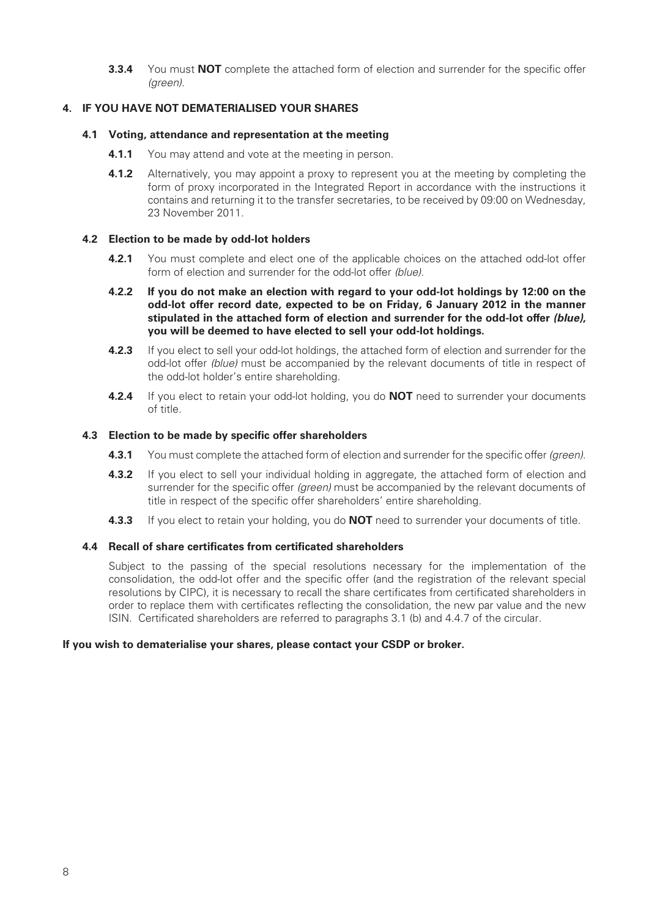**3.3.4** You must **NOT** complete the attached form of election and surrender for the specific offer *(green)*.

## 4. IF YOU HAVE NOT DEMATERIALISED YOUR SHARES

### 4.1 Voting, attendance and representation at the meeting

**4.1.1** You may attend and vote at the meeting in person.

**4.1.2** Alternatively, you may appoint a proxy to represent you at the meeting by completing the form of proxy incorporated in the Integrated Report in accordance with the instructions it contains and returning it to the transfer secretaries, to be received by 09:00 on Wednesday, 23 November 2011.

### 4.2 Election to be made by odd-lot holders

**4.2.1** You must complete and elect one of the applicable choices on the attached odd-lot offer form of election and surrender for the odd-lot offer *(blue)*.

**4.2.2 If you do not make an election with regard to your odd-lot holdings by 12:00 on the odd-lot offer record date, expected to be on Friday, 6 January 2012 in the manner stipulated in the attached form of election and surrender for the odd-lot offer *(blue)*, you will be deemed to have elected to sell your odd-lot holdings.**

**4.2.3** If you elect to sell your odd-lot holdings, the attached form of election and surrender for the odd-lot offer *(blue)* must be accompanied by the relevant documents of title in respect of the odd-lot holder's entire shareholding.

**4.2.4** If you elect to retain your odd-lot holding, you do **NOT** need to surrender your documents of title.

### 4.3 Election to be made by specific offer shareholders

**4.3.1** You must complete the attached form of election and surrender for the specific offer *(green)*.

**4.3.2** If you elect to sell your individual holding in aggregate, the attached form of election and surrender for the specific offer *(green)* must be accompanied by the relevant documents of title in respect of the specific offer shareholders' entire shareholding.

**4.3.3** If you elect to retain your holding, you do **NOT** need to surrender your documents of title.

### 4.4 Recall of share certificates from certificated shareholders

Subject to the passing of the special resolutions necessary for the implementation of the consolidation, the odd-lot offer and the specific offer (and the registration of the relevant special resolutions by CIPC), it is necessary to recall the share certificates from certificated shareholders in order to replace them with certificates reflecting the consolidation, the new par value and the new ISIN. Certificated shareholders are referred to paragraphs 3.1 (b) and 4.4.7 of the circular.

**If you wish to dematerialise your shares, please contact your CSDP or broker.**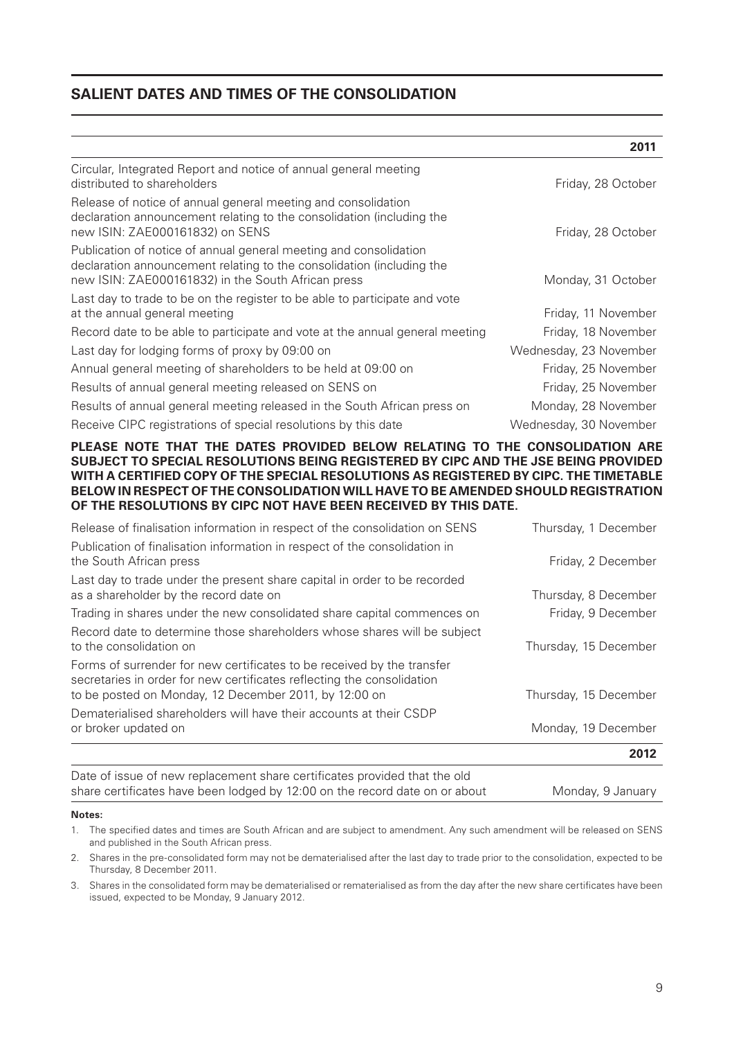## SALIENT DATES AND TIMES OF THE CONSOLIDATION

| | 2011 |
|---|---|
| Circular, Integrated Report and notice of annual general meeting distributed to shareholders | Friday, 28 October |
| Release of notice of annual general meeting and consolidation declaration announcement relating to the consolidation (including the new ISIN: ZAE000161832) on SENS | Friday, 28 October |
| Publication of notice of annual general meeting and consolidation declaration announcement relating to the consolidation (including the new ISIN: ZAE000161832) in the South African press | Monday, 31 October |
| Last day to trade to be on the register to be able to participate and vote at the annual general meeting | Friday, 11 November |
| Record date to be able to participate and vote at the annual general meeting | Friday, 18 November |
| Last day for lodging forms of proxy by 09:00 on | Wednesday, 23 November |
| Annual general meeting of shareholders to be held at 09:00 on | Friday, 25 November |
| Results of annual general meeting released on SENS on | Friday, 25 November |
| Results of annual general meeting released in the South African press on | Monday, 28 November |
| Receive CIPC registrations of special resolutions by this date | Wednesday, 30 November |

**PLEASE NOTE THAT THE DATES PROVIDED BELOW RELATING TO THE CONSOLIDATION ARE SUBJECT TO SPECIAL RESOLUTIONS BEING REGISTERED BY CIPC AND THE JSE BEING PROVIDED WITH A CERTIFIED COPY OF THE SPECIAL RESOLUTIONS AS REGISTERED BY CIPC. THE TIMETABLE BELOW IN RESPECT OF THE CONSOLIDATION WILL HAVE TO BE AMENDED SHOULD REGISTRATION OF THE RESOLUTIONS BY CIPC NOT HAVE BEEN RECEIVED BY THIS DATE.**

| | |
|---|---|
| Release of finalisation information in respect of the consolidation on SENS | Thursday, 1 December |
| Publication of finalisation information in respect of the consolidation in the South African press | Friday, 2 December |
| Last day to trade under the present share capital in order to be recorded as a shareholder by the record date on | Thursday, 8 December |
| Trading in shares under the new consolidated share capital commences on | Friday, 9 December |
| Record date to determine those shareholders whose shares will be subject to the consolidation on | Thursday, 15 December |
| Forms of surrender for new certificates to be received by the transfer secretaries in order for new certificates reflecting the consolidation to be posted on Monday, 12 December 2011, by 12:00 on | Thursday, 15 December |
| Dematerialised shareholders will have their accounts at their CSDP or broker updated on | Monday, 19 December |
| | **2012** |
| Date of issue of new replacement share certificates provided that the old share certificates have been lodged by 12:00 on the record date on or about | Monday, 9 January |

**Notes:**

1. The specified dates and times are South African and are subject to amendment. Any such amendment will be released on SENS and published in the South African press.
2. Shares in the pre-consolidated form may not be dematerialised after the last day to trade prior to the consolidation, expected to be Thursday, 8 December 2011.
3. Shares in the consolidated form may be dematerialised or rematerialised as from the day after the new share certificates have been issued, expected to be Monday, 9 January 2012.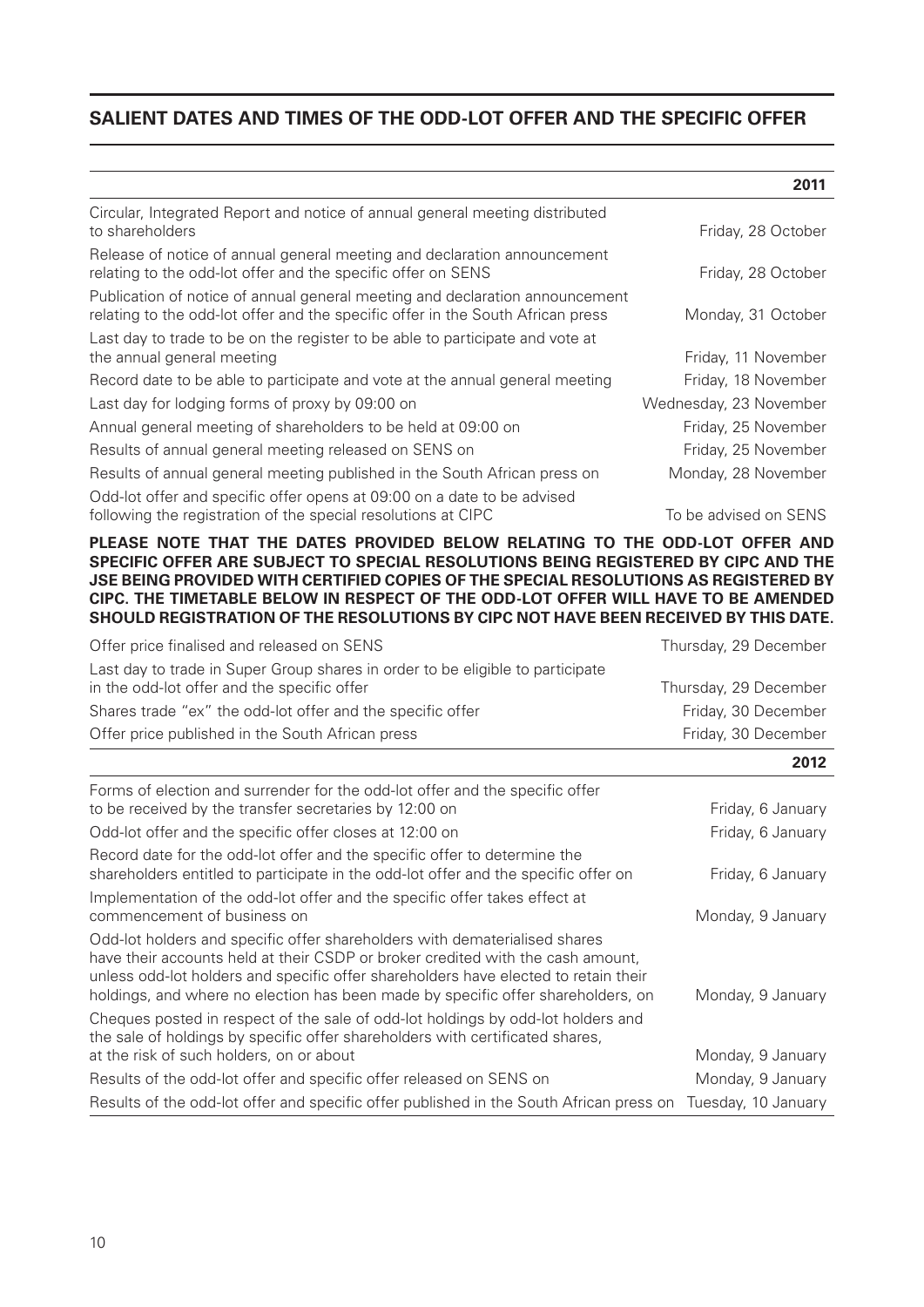## SALIENT DATES AND TIMES OF THE ODD-LOT OFFER AND THE SPECIFIC OFFER

| | **2011** |
|---|---|
| Circular, Integrated Report and notice of annual general meeting distributed to shareholders | Friday, 28 October |
| Release of notice of annual general meeting and declaration announcement relating to the odd-lot offer and the specific offer on SENS | Friday, 28 October |
| Publication of notice of annual general meeting and declaration announcement relating to the odd-lot offer and the specific offer in the South African press | Monday, 31 October |
| Last day to trade to be on the register to be able to participate and vote at the annual general meeting | Friday, 11 November |
| Record date to be able to participate and vote at the annual general meeting | Friday, 18 November |
| Last day for lodging forms of proxy by 09:00 on | Wednesday, 23 November |
| Annual general meeting of shareholders to be held at 09:00 on | Friday, 25 November |
| Results of annual general meeting released on SENS on | Friday, 25 November |
| Results of annual general meeting published in the South African press on | Monday, 28 November |
| Odd-lot offer and specific offer opens at 09:00 on a date to be advised following the registration of the special resolutions at CIPC | To be advised on SENS |

**PLEASE NOTE THAT THE DATES PROVIDED BELOW RELATING TO THE ODD-LOT OFFER AND SPECIFIC OFFER ARE SUBJECT TO SPECIAL RESOLUTIONS BEING REGISTERED BY CIPC AND THE JSE BEING PROVIDED WITH CERTIFIED COPIES OF THE SPECIAL RESOLUTIONS AS REGISTERED BY CIPC. THE TIMETABLE BELOW IN RESPECT OF THE ODD-LOT OFFER WILL HAVE TO BE AMENDED SHOULD REGISTRATION OF THE RESOLUTIONS BY CIPC NOT HAVE BEEN RECEIVED BY THIS DATE.**

| | |
|---|---|
| Offer price finalised and released on SENS | Thursday, 29 December |
| Last day to trade in Super Group shares in order to be eligible to participate in the odd-lot offer and the specific offer | Thursday, 29 December |
| Shares trade "ex" the odd-lot offer and the specific offer | Friday, 30 December |
| Offer price published in the South African press | Friday, 30 December |
| | **2012** |
| Forms of election and surrender for the odd-lot offer and the specific offer to be received by the transfer secretaries by 12:00 on | Friday, 6 January |
| Odd-lot offer and the specific offer closes at 12:00 on | Friday, 6 January |
| Record date for the odd-lot offer and the specific offer to determine the shareholders entitled to participate in the odd-lot offer and the specific offer on | Friday, 6 January |
| Implementation of the odd-lot offer and the specific offer takes effect at commencement of business on | Monday, 9 January |
| Odd-lot holders and specific offer shareholders with dematerialised shares have their accounts held at their CSDP or broker credited with the cash amount, unless odd-lot holders and specific offer shareholders have elected to retain their holdings, and where no election has been made by specific offer shareholders, on | Monday, 9 January |
| Cheques posted in respect of the sale of odd-lot holdings by odd-lot holders and the sale of holdings by specific offer shareholders with certificated shares, at the risk of such holders, on or about | Monday, 9 January |
| Results of the odd-lot offer and specific offer released on SENS on | Monday, 9 January |
| Results of the odd-lot offer and specific offer published in the South African press on | Tuesday, 10 January |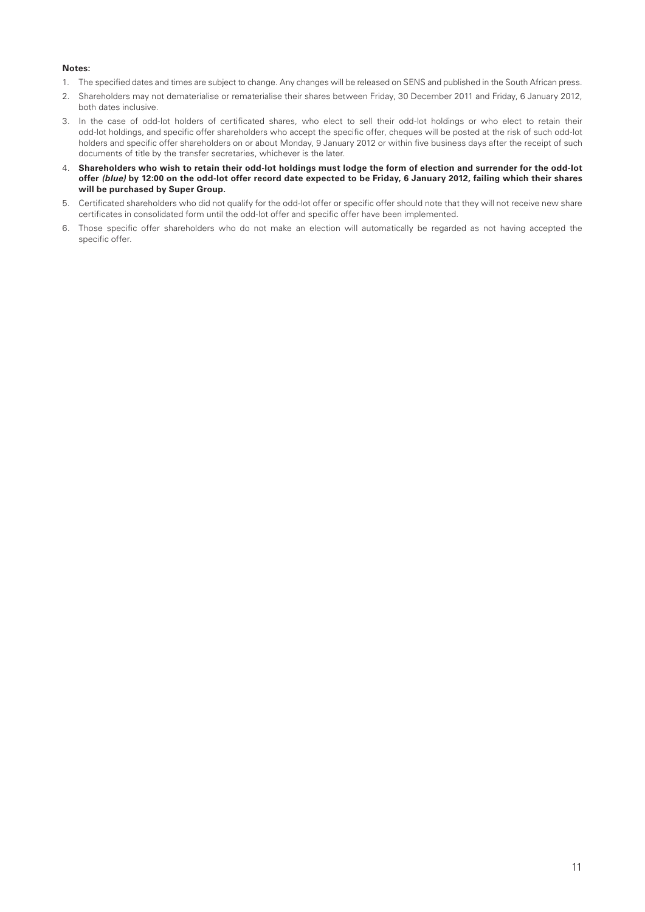**Notes:**

1. The specified dates and times are subject to change. Any changes will be released on SENS and published in the South African press.
2. Shareholders may not dematerialise or rematerialise their shares between Friday, 30 December 2011 and Friday, 6 January 2012, both dates inclusive.
3. In the case of odd-lot holders of certificated shares, who elect to sell their odd-lot holdings or who elect to retain their odd-lot holdings, and specific offer shareholders who accept the specific offer, cheques will be posted at the risk of such odd-lot holders and specific offer shareholders on or about Monday, 9 January 2012 or within five business days after the receipt of such documents of title by the transfer secretaries, whichever is the later.
4. **Shareholders who wish to retain their odd-lot holdings must lodge the form of election and surrender for the odd-lot offer *(blue)* by 12:00 on the odd-lot offer record date expected to be Friday, 6 January 2012, failing which their shares will be purchased by Super Group.**
5. Certificated shareholders who did not qualify for the odd-lot offer or specific offer should note that they will not receive new share certificates in consolidated form until the odd-lot offer and specific offer have been implemented.
6. Those specific offer shareholders who do not make an election will automatically be regarded as not having accepted the specific offer.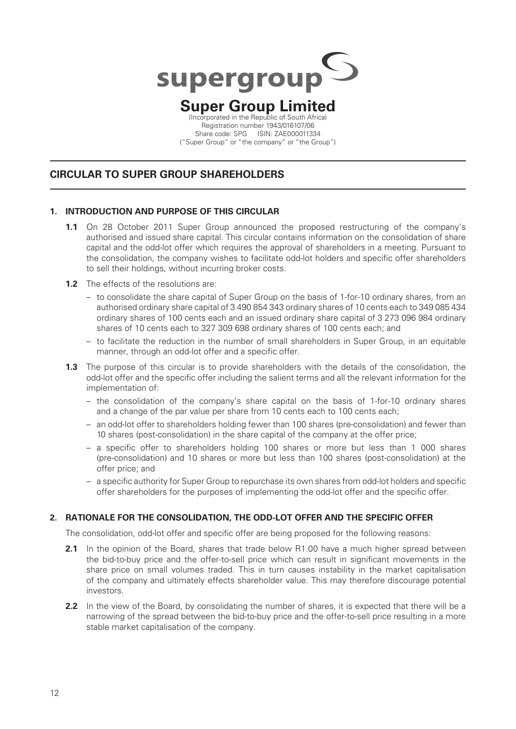supergroup

# Super Group Limited

(Incorporated in the Republic of South Africa)
Registration number 1943/016107/06
Share code: SPG ISIN: ZAE000011334
("Super Group" or "the company" or "the Group")

## CIRCULAR TO SUPER GROUP SHAREHOLDERS

### 1. INTRODUCTION AND PURPOSE OF THIS CIRCULAR

**1.1** On 28 October 2011 Super Group announced the proposed restructuring of the company's authorised and issued share capital. This circular contains information on the consolidation of share capital and the odd-lot offer which requires the approval of shareholders in a meeting. Pursuant to the consolidation, the company wishes to facilitate odd-lot holders and specific offer shareholders to sell their holdings, without incurring broker costs.

**1.2** The effects of the resolutions are:

- to consolidate the share capital of Super Group on the basis of 1-for-10 ordinary shares, from an authorised ordinary share capital of 3 490 854 343 ordinary shares of 10 cents each to 349 085 434 ordinary shares of 100 cents each and an issued ordinary share capital of 3 273 096 984 ordinary shares of 10 cents each to 327 309 698 ordinary shares of 100 cents each; and
- to facilitate the reduction in the number of small shareholders in Super Group, in an equitable manner, through an odd-lot offer and a specific offer.

**1.3** The purpose of this circular is to provide shareholders with the details of the consolidation, the odd-lot offer and the specific offer including the salient terms and all the relevant information for the implementation of:

- the consolidation of the company's share capital on the basis of 1-for-10 ordinary shares and a change of the par value per share from 10 cents each to 100 cents each;
- an odd-lot offer to shareholders holding fewer than 100 shares (pre-consolidation) and fewer than 10 shares (post-consolidation) in the share capital of the company at the offer price;
- a specific offer to shareholders holding 100 shares or more but less than 1 000 shares (pre-consolidation) and 10 shares or more but less than 100 shares (post-consolidation) at the offer price; and
- a specific authority for Super Group to repurchase its own shares from odd-lot holders and specific offer shareholders for the purposes of implementing the odd-lot offer and the specific offer.

### 2. RATIONALE FOR THE CONSOLIDATION, THE ODD-LOT OFFER AND THE SPECIFIC OFFER

The consolidation, odd-lot offer and specific offer are being proposed for the following reasons:

**2.1** In the opinion of the Board, shares that trade below R1.00 have a much higher spread between the bid-to-buy price and the offer-to-sell price which can result in significant movements in the share price on small volumes traded. This in turn causes instability in the market capitalisation of the company and ultimately effects shareholder value. This may therefore discourage potential investors.

**2.2** In the view of the Board, by consolidating the number of shares, it is expected that there will be a narrowing of the spread between the bid-to-buy price and the offer-to-sell price resulting in a more stable market capitalisation of the company.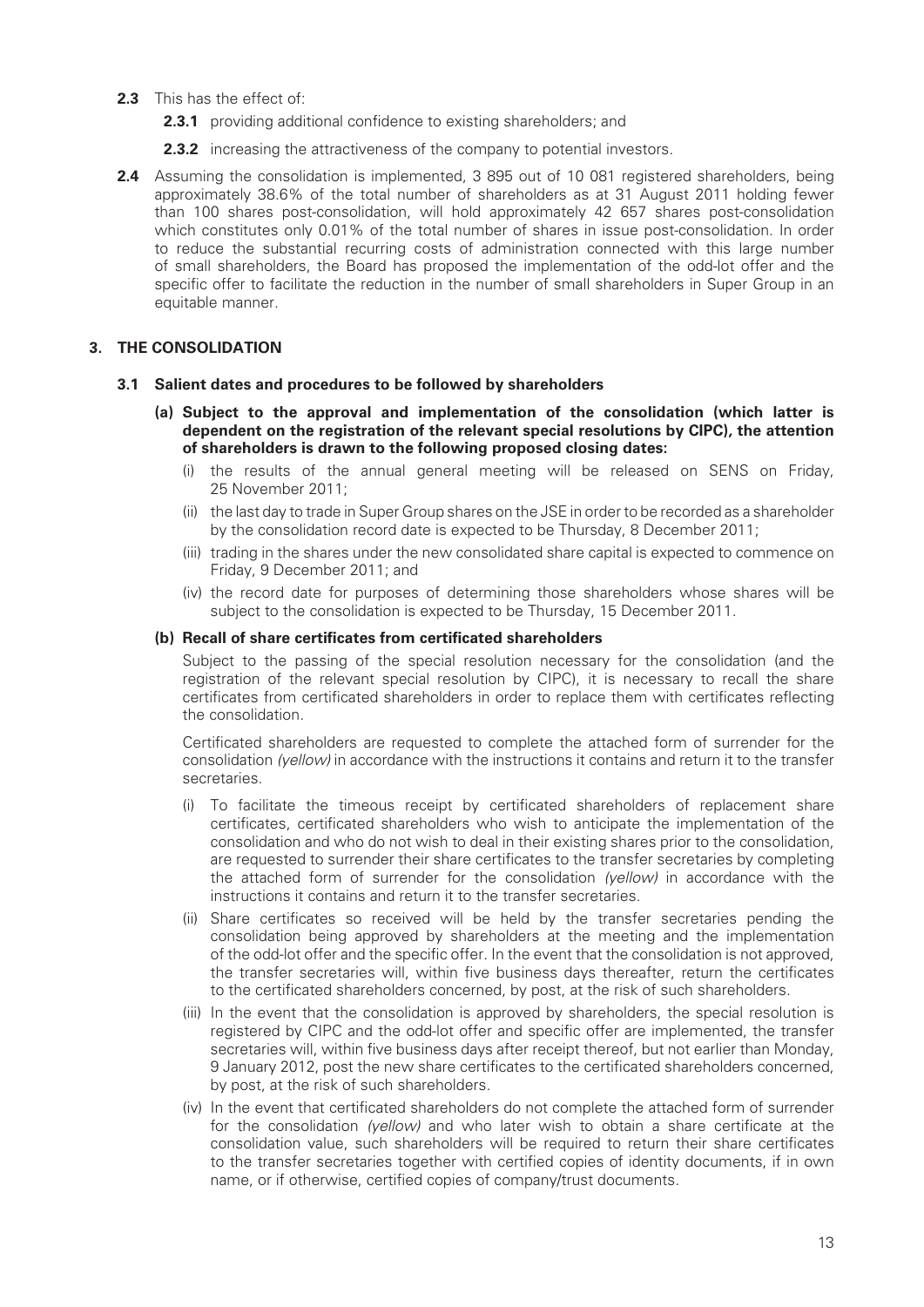**2.3** This has the effect of:

**2.3.1** providing additional confidence to existing shareholders; and

**2.3.2** increasing the attractiveness of the company to potential investors.

**2.4** Assuming the consolidation is implemented, 3 895 out of 10 081 registered shareholders, being approximately 38.6% of the total number of shareholders as at 31 August 2011 holding fewer than 100 shares post-consolidation, will hold approximately 42 657 shares post-consolidation which constitutes only 0.01% of the total number of shares in issue post-consolidation. In order to reduce the substantial recurring costs of administration connected with this large number of small shareholders, the Board has proposed the implementation of the odd-lot offer and the specific offer to facilitate the reduction in the number of small shareholders in Super Group in an equitable manner.

## 3. THE CONSOLIDATION

### 3.1 Salient dates and procedures to be followed by shareholders

**(a) Subject to the approval and implementation of the consolidation (which latter is dependent on the registration of the relevant special resolutions by CIPC), the attention of shareholders is drawn to the following proposed closing dates:**

(i) the results of the annual general meeting will be released on SENS on Friday, 25 November 2011;

(ii) the last day to trade in Super Group shares on the JSE in order to be recorded as a shareholder by the consolidation record date is expected to be Thursday, 8 December 2011;

(iii) trading in the shares under the new consolidated share capital is expected to commence on Friday, 9 December 2011; and

(iv) the record date for purposes of determining those shareholders whose shares will be subject to the consolidation is expected to be Thursday, 15 December 2011.

**(b) Recall of share certificates from certificated shareholders**

Subject to the passing of the special resolution necessary for the consolidation (and the registration of the relevant special resolution by CIPC), it is necessary to recall the share certificates from certificated shareholders in order to replace them with certificates reflecting the consolidation.

Certificated shareholders are requested to complete the attached form of surrender for the consolidation *(yellow)* in accordance with the instructions it contains and return it to the transfer secretaries.

(i) To facilitate the timeous receipt by certificated shareholders of replacement share certificates, certificated shareholders who wish to anticipate the implementation of the consolidation and who do not wish to deal in their existing shares prior to the consolidation, are requested to surrender their share certificates to the transfer secretaries by completing the attached form of surrender for the consolidation *(yellow)* in accordance with the instructions it contains and return it to the transfer secretaries.

(ii) Share certificates so received will be held by the transfer secretaries pending the consolidation being approved by shareholders at the meeting and the implementation of the odd-lot offer and the specific offer. In the event that the consolidation is not approved, the transfer secretaries will, within five business days thereafter, return the certificates to the certificated shareholders concerned, by post, at the risk of such shareholders.

(iii) In the event that the consolidation is approved by shareholders, the special resolution is registered by CIPC and the odd-lot offer and specific offer are implemented, the transfer secretaries will, within five business days after receipt thereof, but not earlier than Monday, 9 January 2012, post the new share certificates to the certificated shareholders concerned, by post, at the risk of such shareholders.

(iv) In the event that certificated shareholders do not complete the attached form of surrender for the consolidation *(yellow)* and who later wish to obtain a share certificate at the consolidation value, such shareholders will be required to return their share certificates to the transfer secretaries together with certified copies of identity documents, if in own name, or if otherwise, certified copies of company/trust documents.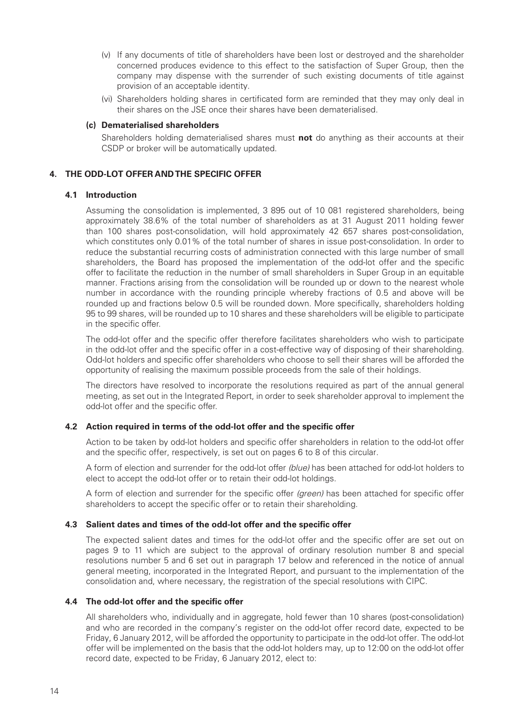(v) If any documents of title of shareholders have been lost or destroyed and the shareholder concerned produces evidence to this effect to the satisfaction of Super Group, then the company may dispense with the surrender of such existing documents of title against provision of an acceptable identity.

(vi) Shareholders holding shares in certificated form are reminded that they may only deal in their shares on the JSE once their shares have been dematerialised.

**(c) Dematerialised shareholders**

Shareholders holding dematerialised shares must **not** do anything as their accounts at their CSDP or broker will be automatically updated.

## 4. THE ODD-LOT OFFER AND THE SPECIFIC OFFER

### 4.1 Introduction

Assuming the consolidation is implemented, 3 895 out of 10 081 registered shareholders, being approximately 38.6% of the total number of shareholders as at 31 August 2011 holding fewer than 100 shares post-consolidation, will hold approximately 42 657 shares post-consolidation, which constitutes only 0.01% of the total number of shares in issue post-consolidation. In order to reduce the substantial recurring costs of administration connected with this large number of small shareholders, the Board has proposed the implementation of the odd-lot offer and the specific offer to facilitate the reduction in the number of small shareholders in Super Group in an equitable manner. Fractions arising from the consolidation will be rounded up or down to the nearest whole number in accordance with the rounding principle whereby fractions of 0.5 and above will be rounded up and fractions below 0.5 will be rounded down. More specifically, shareholders holding 95 to 99 shares, will be rounded up to 10 shares and these shareholders will be eligible to participate in the specific offer.

The odd-lot offer and the specific offer therefore facilitates shareholders who wish to participate in the odd-lot offer and the specific offer in a cost-effective way of disposing of their shareholding. Odd-lot holders and specific offer shareholders who choose to sell their shares will be afforded the opportunity of realising the maximum possible proceeds from the sale of their holdings.

The directors have resolved to incorporate the resolutions required as part of the annual general meeting, as set out in the Integrated Report, in order to seek shareholder approval to implement the odd-lot offer and the specific offer.

### 4.2 Action required in terms of the odd-lot offer and the specific offer

Action to be taken by odd-lot holders and specific offer shareholders in relation to the odd-lot offer and the specific offer, respectively, is set out on pages 6 to 8 of this circular.

A form of election and surrender for the odd-lot offer *(blue)* has been attached for odd-lot holders to elect to accept the odd-lot offer or to retain their odd-lot holdings.

A form of election and surrender for the specific offer *(green)* has been attached for specific offer shareholders to accept the specific offer or to retain their shareholding.

### 4.3 Salient dates and times of the odd-lot offer and the specific offer

The expected salient dates and times for the odd-lot offer and the specific offer are set out on pages 9 to 11 which are subject to the approval of ordinary resolution number 8 and special resolutions number 5 and 6 set out in paragraph 17 below and referenced in the notice of annual general meeting, incorporated in the Integrated Report, and pursuant to the implementation of the consolidation and, where necessary, the registration of the special resolutions with CIPC.

### 4.4 The odd-lot offer and the specific offer

All shareholders who, individually and in aggregate, hold fewer than 10 shares (post-consolidation) and who are recorded in the company's register on the odd-lot offer record date, expected to be Friday, 6 January 2012, will be afforded the opportunity to participate in the odd-lot offer. The odd-lot offer will be implemented on the basis that the odd-lot holders may, up to 12:00 on the odd-lot offer record date, expected to be Friday, 6 January 2012, elect to: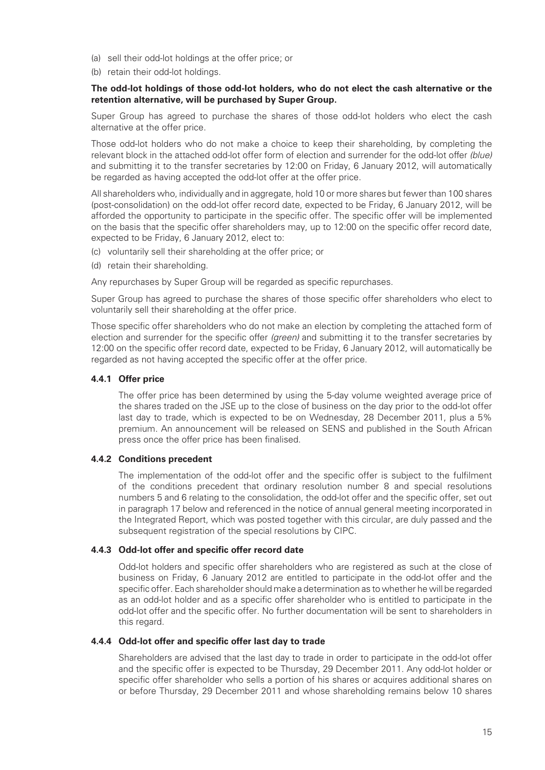(a) sell their odd-lot holdings at the offer price; or

(b) retain their odd-lot holdings.

**The odd-lot holdings of those odd-lot holders, who do not elect the cash alternative or the retention alternative, will be purchased by Super Group.**

Super Group has agreed to purchase the shares of those odd-lot holders who elect the cash alternative at the offer price.

Those odd-lot holders who do not make a choice to keep their shareholding, by completing the relevant block in the attached odd-lot offer form of election and surrender for the odd-lot offer *(blue)* and submitting it to the transfer secretaries by 12:00 on Friday, 6 January 2012, will automatically be regarded as having accepted the odd-lot offer at the offer price.

All shareholders who, individually and in aggregate, hold 10 or more shares but fewer than 100 shares (post-consolidation) on the odd-lot offer record date, expected to be Friday, 6 January 2012, will be afforded the opportunity to participate in the specific offer. The specific offer will be implemented on the basis that the specific offer shareholders may, up to 12:00 on the specific offer record date, expected to be Friday, 6 January 2012, elect to:

(c) voluntarily sell their shareholding at the offer price; or

(d) retain their shareholding.

Any repurchases by Super Group will be regarded as specific repurchases.

Super Group has agreed to purchase the shares of those specific offer shareholders who elect to voluntarily sell their shareholding at the offer price.

Those specific offer shareholders who do not make an election by completing the attached form of election and surrender for the specific offer *(green)* and submitting it to the transfer secretaries by 12:00 on the specific offer record date, expected to be Friday, 6 January 2012, will automatically be regarded as not having accepted the specific offer at the offer price.

#### 4.4.1 Offer price

The offer price has been determined by using the 5-day volume weighted average price of the shares traded on the JSE up to the close of business on the day prior to the odd-lot offer last day to trade, which is expected to be on Wednesday, 28 December 2011, plus a 5% premium. An announcement will be released on SENS and published in the South African press once the offer price has been finalised.

#### 4.4.2 Conditions precedent

The implementation of the odd-lot offer and the specific offer is subject to the fulfilment of the conditions precedent that ordinary resolution number 8 and special resolutions numbers 5 and 6 relating to the consolidation, the odd-lot offer and the specific offer, set out in paragraph 17 below and referenced in the notice of annual general meeting incorporated in the Integrated Report, which was posted together with this circular, are duly passed and the subsequent registration of the special resolutions by CIPC.

#### 4.4.3 Odd-lot offer and specific offer record date

Odd-lot holders and specific offer shareholders who are registered as such at the close of business on Friday, 6 January 2012 are entitled to participate in the odd-lot offer and the specific offer. Each shareholder should make a determination as to whether he will be regarded as an odd-lot holder and as a specific offer shareholder who is entitled to participate in the odd-lot offer and the specific offer. No further documentation will be sent to shareholders in this regard.

#### 4.4.4 Odd-lot offer and specific offer last day to trade

Shareholders are advised that the last day to trade in order to participate in the odd-lot offer and the specific offer is expected to be Thursday, 29 December 2011. Any odd-lot holder or specific offer shareholder who sells a portion of his shares or acquires additional shares on or before Thursday, 29 December 2011 and whose shareholding remains below 10 shares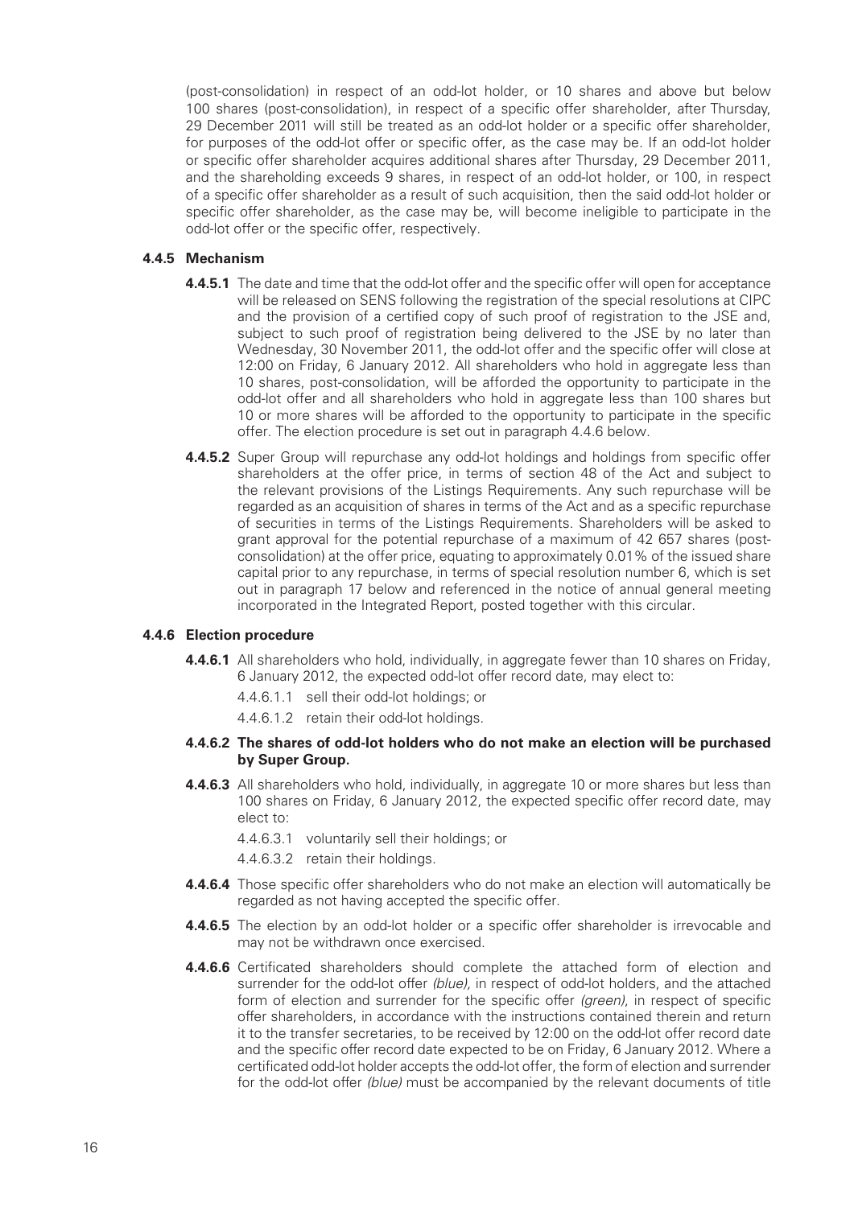(post-consolidation) in respect of an odd-lot holder, or 10 shares and above but below 100 shares (post-consolidation), in respect of a specific offer shareholder, after Thursday, 29 December 2011 will still be treated as an odd-lot holder or a specific offer shareholder, for purposes of the odd-lot offer or specific offer, as the case may be. If an odd-lot holder or specific offer shareholder acquires additional shares after Thursday, 29 December 2011, and the shareholding exceeds 9 shares, in respect of an odd-lot holder, or 100, in respect of a specific offer shareholder as a result of such acquisition, then the said odd-lot holder or specific offer shareholder, as the case may be, will become ineligible to participate in the odd-lot offer or the specific offer, respectively.

#### 4.4.5 Mechanism

**4.4.5.1** The date and time that the odd-lot offer and the specific offer will open for acceptance will be released on SENS following the registration of the special resolutions at CIPC and the provision of a certified copy of such proof of registration to the JSE and, subject to such proof of registration being delivered to the JSE by no later than Wednesday, 30 November 2011, the odd-lot offer and the specific offer will close at 12:00 on Friday, 6 January 2012. All shareholders who hold in aggregate less than 10 shares, post-consolidation, will be afforded the opportunity to participate in the odd-lot offer and all shareholders who hold in aggregate less than 100 shares but 10 or more shares will be afforded to the opportunity to participate in the specific offer. The election procedure is set out in paragraph 4.4.6 below.

**4.4.5.2** Super Group will repurchase any odd-lot holdings and holdings from specific offer shareholders at the offer price, in terms of section 48 of the Act and subject to the relevant provisions of the Listings Requirements. Any such repurchase will be regarded as an acquisition of shares in terms of the Act and as a specific repurchase of securities in terms of the Listings Requirements. Shareholders will be asked to grant approval for the potential repurchase of a maximum of 42 657 shares (post-consolidation) at the offer price, equating to approximately 0.01% of the issued share capital prior to any repurchase, in terms of special resolution number 6, which is set out in paragraph 17 below and referenced in the notice of annual general meeting incorporated in the Integrated Report, posted together with this circular.

#### 4.4.6 Election procedure

**4.4.6.1** All shareholders who hold, individually, in aggregate fewer than 10 shares on Friday, 6 January 2012, the expected odd-lot offer record date, may elect to:

4.4.6.1.1 sell their odd-lot holdings; or

4.4.6.1.2 retain their odd-lot holdings.

**4.4.6.2 The shares of odd-lot holders who do not make an election will be purchased by Super Group.**

**4.4.6.3** All shareholders who hold, individually, in aggregate 10 or more shares but less than 100 shares on Friday, 6 January 2012, the expected specific offer record date, may elect to:

4.4.6.3.1 voluntarily sell their holdings; or

4.4.6.3.2 retain their holdings.

**4.4.6.4** Those specific offer shareholders who do not make an election will automatically be regarded as not having accepted the specific offer.

**4.4.6.5** The election by an odd-lot holder or a specific offer shareholder is irrevocable and may not be withdrawn once exercised.

**4.4.6.6** Certificated shareholders should complete the attached form of election and surrender for the odd-lot offer *(blue),* in respect of odd-lot holders, and the attached form of election and surrender for the specific offer *(green)*, in respect of specific offer shareholders, in accordance with the instructions contained therein and return it to the transfer secretaries, to be received by 12:00 on the odd-lot offer record date and the specific offer record date expected to be on Friday, 6 January 2012. Where a certificated odd-lot holder accepts the odd-lot offer, the form of election and surrender for the odd-lot offer *(blue)* must be accompanied by the relevant documents of title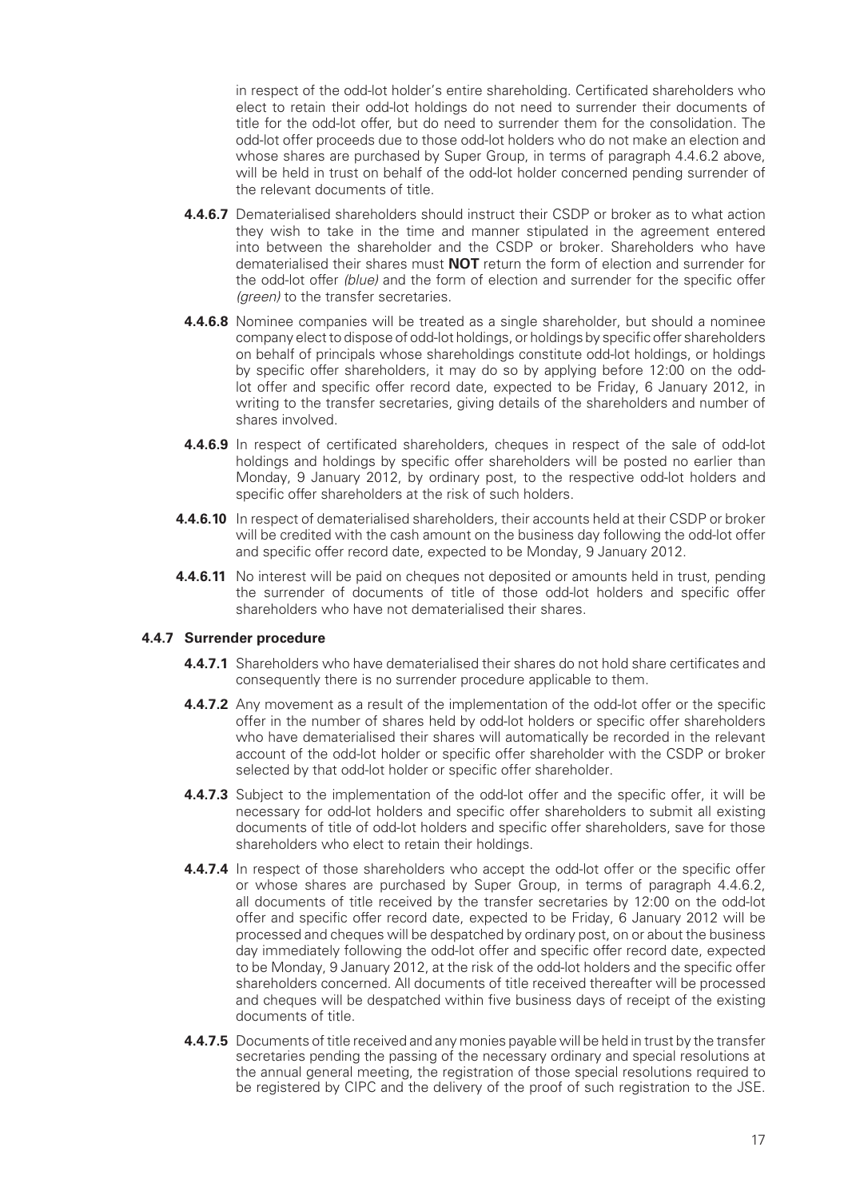in respect of the odd-lot holder's entire shareholding. Certificated shareholders who elect to retain their odd-lot holdings do not need to surrender their documents of title for the odd-lot offer, but do need to surrender them for the consolidation. The odd-lot offer proceeds due to those odd-lot holders who do not make an election and whose shares are purchased by Super Group, in terms of paragraph 4.4.6.2 above, will be held in trust on behalf of the odd-lot holder concerned pending surrender of the relevant documents of title.

**4.4.6.7** Dematerialised shareholders should instruct their CSDP or broker as to what action they wish to take in the time and manner stipulated in the agreement entered into between the shareholder and the CSDP or broker. Shareholders who have dematerialised their shares must **NOT** return the form of election and surrender for the odd-lot offer *(blue)* and the form of election and surrender for the specific offer *(green)* to the transfer secretaries.

**4.4.6.8** Nominee companies will be treated as a single shareholder, but should a nominee company elect to dispose of odd-lot holdings, or holdings by specific offer shareholders on behalf of principals whose shareholdings constitute odd-lot holdings, or holdings by specific offer shareholders, it may do so by applying before 12:00 on the odd-lot offer and specific offer record date, expected to be Friday, 6 January 2012, in writing to the transfer secretaries, giving details of the shareholders and number of shares involved.

**4.4.6.9** In respect of certificated shareholders, cheques in respect of the sale of odd-lot holdings and holdings by specific offer shareholders will be posted no earlier than Monday, 9 January 2012, by ordinary post, to the respective odd-lot holders and specific offer shareholders at the risk of such holders.

**4.4.6.10** In respect of dematerialised shareholders, their accounts held at their CSDP or broker will be credited with the cash amount on the business day following the odd-lot offer and specific offer record date, expected to be Monday, 9 January 2012.

**4.4.6.11** No interest will be paid on cheques not deposited or amounts held in trust, pending the surrender of documents of title of those odd-lot holders and specific offer shareholders who have not dematerialised their shares.

**4.4.7 Surrender procedure**

**4.4.7.1** Shareholders who have dematerialised their shares do not hold share certificates and consequently there is no surrender procedure applicable to them.

**4.4.7.2** Any movement as a result of the implementation of the odd-lot offer or the specific offer in the number of shares held by odd-lot holders or specific offer shareholders who have dematerialised their shares will automatically be recorded in the relevant account of the odd-lot holder or specific offer shareholder with the CSDP or broker selected by that odd-lot holder or specific offer shareholder.

**4.4.7.3** Subject to the implementation of the odd-lot offer and the specific offer, it will be necessary for odd-lot holders and specific offer shareholders to submit all existing documents of title of odd-lot holders and specific offer shareholders, save for those shareholders who elect to retain their holdings.

**4.4.7.4** In respect of those shareholders who accept the odd-lot offer or the specific offer or whose shares are purchased by Super Group, in terms of paragraph 4.4.6.2, all documents of title received by the transfer secretaries by 12:00 on the odd-lot offer and specific offer record date, expected to be Friday, 6 January 2012 will be processed and cheques will be despatched by ordinary post, on or about the business day immediately following the odd-lot offer and specific offer record date, expected to be Monday, 9 January 2012, at the risk of the odd-lot holders and the specific offer shareholders concerned. All documents of title received thereafter will be processed and cheques will be despatched within five business days of receipt of the existing documents of title.

**4.4.7.5** Documents of title received and any monies payable will be held in trust by the transfer secretaries pending the passing of the necessary ordinary and special resolutions at the annual general meeting, the registration of those special resolutions required to be registered by CIPC and the delivery of the proof of such registration to the JSE.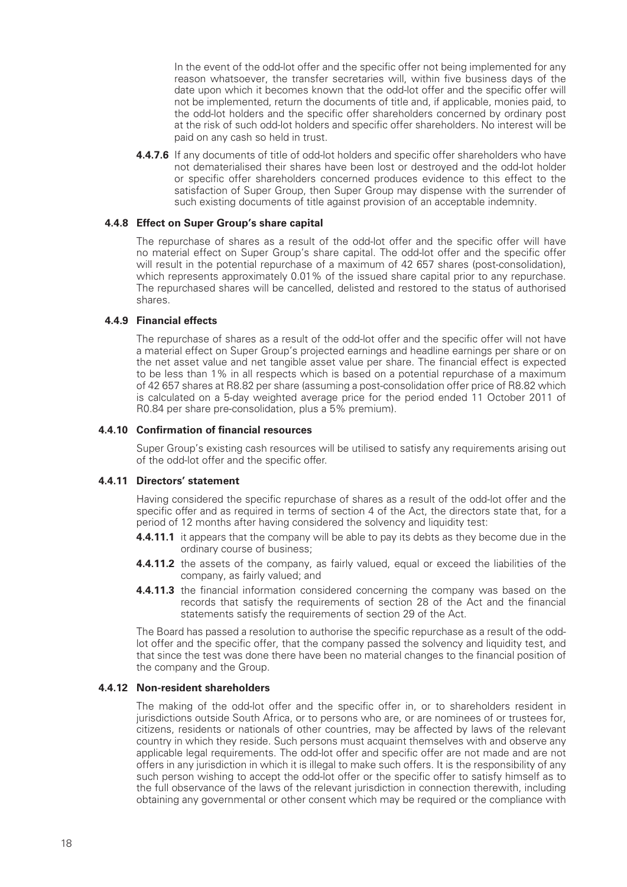In the event of the odd-lot offer and the specific offer not being implemented for any reason whatsoever, the transfer secretaries will, within five business days of the date upon which it becomes known that the odd-lot offer and the specific offer will not be implemented, return the documents of title and, if applicable, monies paid, to the odd-lot holders and the specific offer shareholders concerned by ordinary post at the risk of such odd-lot holders and specific offer shareholders. No interest will be paid on any cash so held in trust.

**4.4.7.6** If any documents of title of odd-lot holders and specific offer shareholders who have not dematerialised their shares have been lost or destroyed and the odd-lot holder or specific offer shareholders concerned produces evidence to this effect to the satisfaction of Super Group, then Super Group may dispense with the surrender of such existing documents of title against provision of an acceptable indemnity.

**4.4.8 Effect on Super Group's share capital**

The repurchase of shares as a result of the odd-lot offer and the specific offer will have no material effect on Super Group's share capital. The odd-lot offer and the specific offer will result in the potential repurchase of a maximum of 42 657 shares (post-consolidation), which represents approximately 0.01% of the issued share capital prior to any repurchase. The repurchased shares will be cancelled, delisted and restored to the status of authorised shares.

**4.4.9 Financial effects**

The repurchase of shares as a result of the odd-lot offer and the specific offer will not have a material effect on Super Group's projected earnings and headline earnings per share or on the net asset value and net tangible asset value per share. The financial effect is expected to be less than 1% in all respects which is based on a potential repurchase of a maximum of 42 657 shares at R8.82 per share (assuming a post-consolidation offer price of R8.82 which is calculated on a 5-day weighted average price for the period ended 11 October 2011 of R0.84 per share pre-consolidation, plus a 5% premium).

**4.4.10 Confirmation of financial resources**

Super Group's existing cash resources will be utilised to satisfy any requirements arising out of the odd-lot offer and the specific offer.

**4.4.11 Directors' statement**

Having considered the specific repurchase of shares as a result of the odd-lot offer and the specific offer and as required in terms of section 4 of the Act, the directors state that, for a period of 12 months after having considered the solvency and liquidity test:

**4.4.11.1** it appears that the company will be able to pay its debts as they become due in the ordinary course of business;

**4.4.11.2** the assets of the company, as fairly valued, equal or exceed the liabilities of the company, as fairly valued; and

**4.4.11.3** the financial information considered concerning the company was based on the records that satisfy the requirements of section 28 of the Act and the financial statements satisfy the requirements of section 29 of the Act.

The Board has passed a resolution to authorise the specific repurchase as a result of the odd-lot offer and the specific offer, that the company passed the solvency and liquidity test, and that since the test was done there have been no material changes to the financial position of the company and the Group.

**4.4.12 Non-resident shareholders**

The making of the odd-lot offer and the specific offer in, or to shareholders resident in jurisdictions outside South Africa, or to persons who are, or are nominees of or trustees for, citizens, residents or nationals of other countries, may be affected by laws of the relevant country in which they reside. Such persons must acquaint themselves with and observe any applicable legal requirements. The odd-lot offer and specific offer are not made and are not offers in any jurisdiction in which it is illegal to make such offers. It is the responsibility of any such person wishing to accept the odd-lot offer or the specific offer to satisfy himself as to the full observance of the laws of the relevant jurisdiction in connection therewith, including obtaining any governmental or other consent which may be required or the compliance with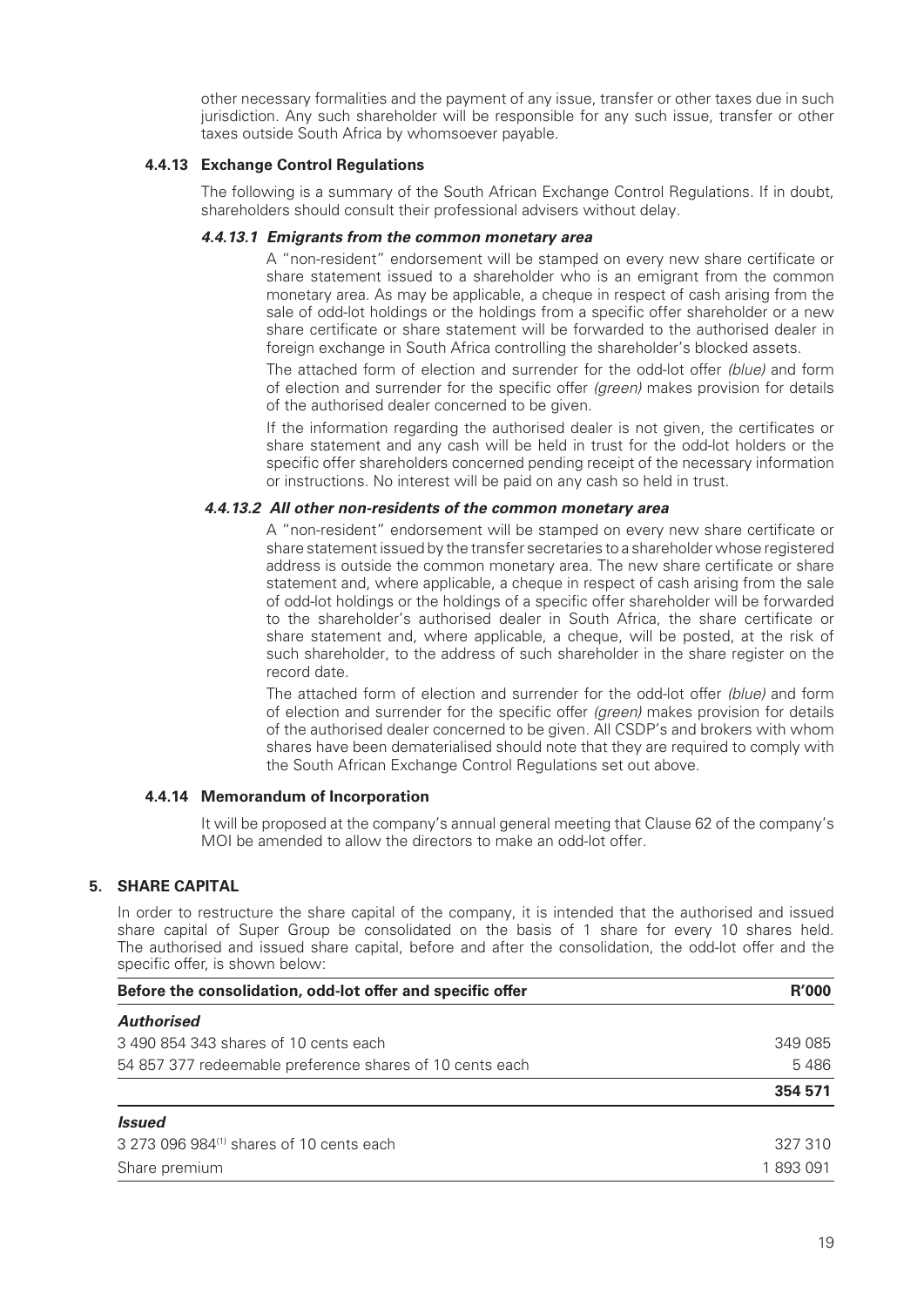other necessary formalities and the payment of any issue, transfer or other taxes due in such jurisdiction. Any such shareholder will be responsible for any such issue, transfer or other taxes outside South Africa by whomsoever payable.

**4.4.13 Exchange Control Regulations**

The following is a summary of the South African Exchange Control Regulations. If in doubt, shareholders should consult their professional advisers without delay.

***4.4.13.1 Emigrants from the common monetary area***

A "non-resident" endorsement will be stamped on every new share certificate or share statement issued to a shareholder who is an emigrant from the common monetary area. As may be applicable, a cheque in respect of cash arising from the sale of odd-lot holdings or the holdings from a specific offer shareholder or a new share certificate or share statement will be forwarded to the authorised dealer in foreign exchange in South Africa controlling the shareholder's blocked assets.

The attached form of election and surrender for the odd-lot offer *(blue)* and form of election and surrender for the specific offer *(green)* makes provision for details of the authorised dealer concerned to be given.

If the information regarding the authorised dealer is not given, the certificates or share statement and any cash will be held in trust for the odd-lot holders or the specific offer shareholders concerned pending receipt of the necessary information or instructions. No interest will be paid on any cash so held in trust.

***4.4.13.2 All other non-residents of the common monetary area***

A "non-resident" endorsement will be stamped on every new share certificate or share statement issued by the transfer secretaries to a shareholder whose registered address is outside the common monetary area. The new share certificate or share statement and, where applicable, a cheque in respect of cash arising from the sale of odd-lot holdings or the holdings of a specific offer shareholder will be forwarded to the shareholder's authorised dealer in South Africa, the share certificate or share statement and, where applicable, a cheque, will be posted, at the risk of such shareholder, to the address of such shareholder in the share register on the record date.

The attached form of election and surrender for the odd-lot offer *(blue)* and form of election and surrender for the specific offer *(green)* makes provision for details of the authorised dealer concerned to be given. All CSDP's and brokers with whom shares have been dematerialised should note that they are required to comply with the South African Exchange Control Regulations set out above.

**4.4.14 Memorandum of Incorporation**

It will be proposed at the company's annual general meeting that Clause 62 of the company's MOI be amended to allow the directors to make an odd-lot offer.

## 5. SHARE CAPITAL

In order to restructure the share capital of the company, it is intended that the authorised and issued share capital of Super Group be consolidated on the basis of 1 share for every 10 shares held. The authorised and issued share capital, before and after the consolidation, the odd-lot offer and the specific offer, is shown below:

| Before the consolidation, odd-lot offer and specific offer | R'000 |
|---|---|
| ***Authorised*** | |
| 3 490 854 343 shares of 10 cents each | 349 085 |
| 54 857 377 redeemable preference shares of 10 cents each | 5 486 |
| | **354 571** |
| ***Issued*** | |
| 3 273 096 984[1] shares of 10 cents each | 327 310 |
| Share premium | 1 893 091 |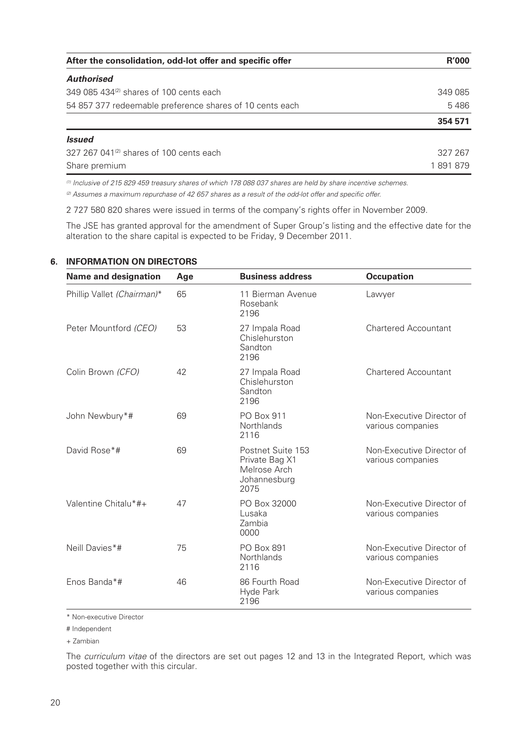| After the consolidation, odd-lot offer and specific offer | R'000 |
|---|---|
| ***Authorised*** | |
| 349 085 434[(2)] shares of 100 cents each | 349 085 |
| 54 857 377 redeemable preference shares of 10 cents each | 5 486 |
| | **354 571** |
| ***Issued*** | |
| 327 267 041[(2)] shares of 100 cents each | 327 267 |
| Share premium | 1 891 879 |

*[(1)] Inclusive of 215 829 459 treasury shares of which 178 088 037 shares are held by share incentive schemes.*

*[(2)] Assumes a maximum repurchase of 42 657 shares as a result of the odd-lot offer and specific offer.*

2 727 580 820 shares were issued in terms of the company's rights offer in November 2009.

The JSE has granted approval for the amendment of Super Group's listing and the effective date for the alteration to the share capital is expected to be Friday, 9 December 2011.

## 6. INFORMATION ON DIRECTORS

| Name and designation | Age | Business address | Occupation |
|---|---|---|---|
| Phillip Vallet *(Chairman)** | 65 | 11 Bierman Avenue<br>Rosebank<br>2196 | Lawyer |
| Peter Mountford *(CEO)* | 53 | 27 Impala Road<br>Chislehurston<br>Sandton<br>2196 | Chartered Accountant |
| Colin Brown *(CFO)* | 42 | 27 Impala Road<br>Chislehurston<br>Sandton<br>2196 | Chartered Accountant |
| John Newbury*# | 69 | PO Box 911<br>Northlands<br>2116 | Non-Executive Director of various companies |
| David Rose*# | 69 | Postnet Suite 153<br>Private Bag X1<br>Melrose Arch<br>Johannesburg<br>2075 | Non-Executive Director of various companies |
| Valentine Chitalu*#+ | 47 | PO Box 32000<br>Lusaka<br>Zambia<br>0000 | Non-Executive Director of various companies |
| Neill Davies*# | 75 | PO Box 891<br>Northlands<br>2116 | Non-Executive Director of various companies |
| Enos Banda*# | 46 | 86 Fourth Road<br>Hyde Park<br>2196 | Non-Executive Director of various companies |

\* Non-executive Director

\# Independent

\+ Zambian

The *curriculum vitae* of the directors are set out pages 12 and 13 in the Integrated Report, which was posted together with this circular.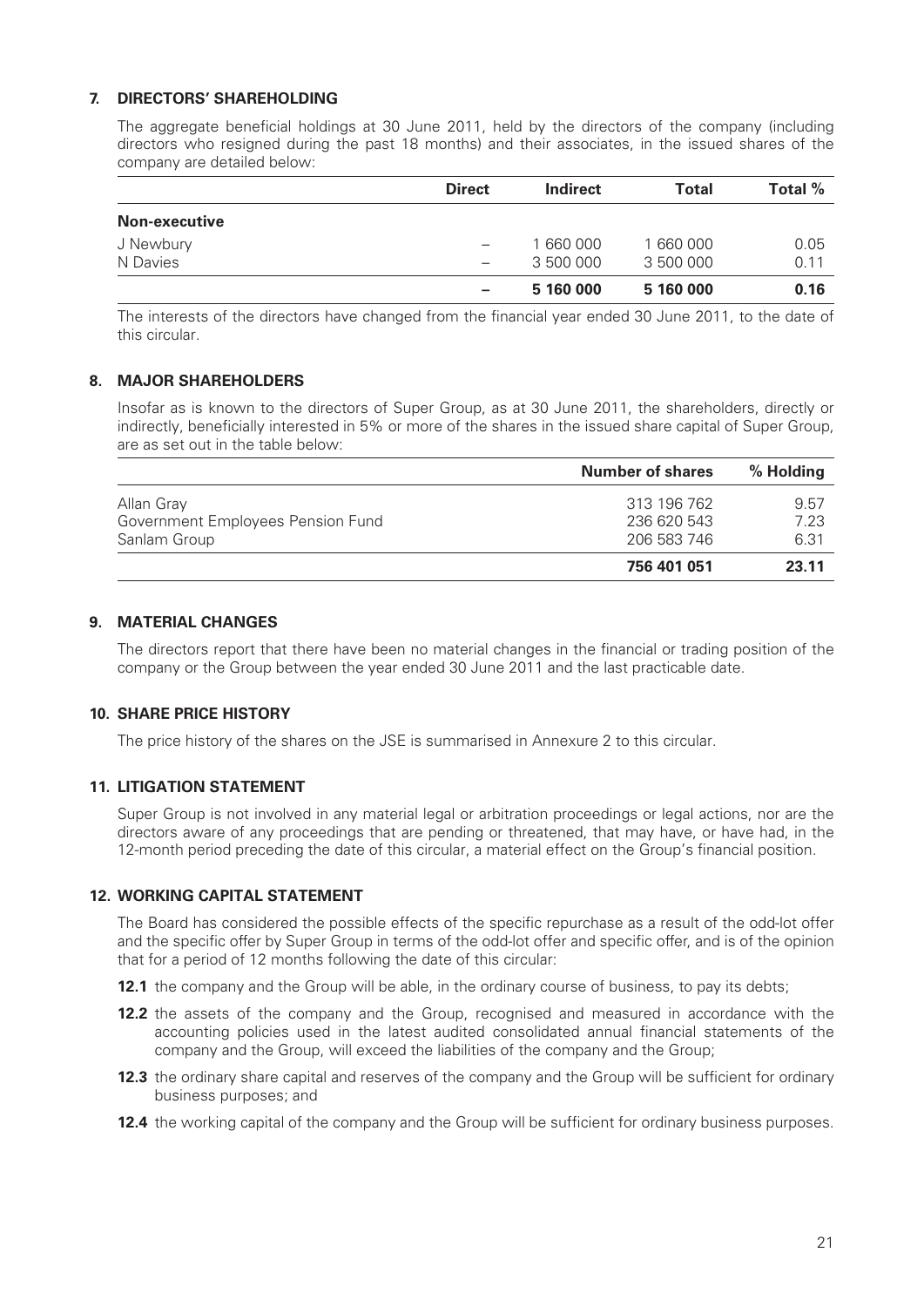## 7. DIRECTORS' SHAREHOLDING

The aggregate beneficial holdings at 30 June 2011, held by the directors of the company (including directors who resigned during the past 18 months) and their associates, in the issued shares of the company are detailed below:

| | Direct | Indirect | Total | Total % |
|---|---|---|---|---|
| **Non-executive** | | | | |
| J Newbury | – | 1 660 000 | 1 660 000 | 0.05 |
| N Davies | – | 3 500 000 | 3 500 000 | 0.11 |
| | **–** | **5 160 000** | **5 160 000** | **0.16** |

The interests of the directors have changed from the financial year ended 30 June 2011, to the date of this circular.

## 8. MAJOR SHAREHOLDERS

Insofar as is known to the directors of Super Group, as at 30 June 2011, the shareholders, directly or indirectly, beneficially interested in 5% or more of the shares in the issued share capital of Super Group, are as set out in the table below:

| | Number of shares | % Holding |
|---|---|---|
| Allan Gray | 313 196 762 | 9.57 |
| Government Employees Pension Fund | 236 620 543 | 7.23 |
| Sanlam Group | 206 583 746 | 6.31 |
| | **756 401 051** | **23.11** |

## 9. MATERIAL CHANGES

The directors report that there have been no material changes in the financial or trading position of the company or the Group between the year ended 30 June 2011 and the last practicable date.

## 10. SHARE PRICE HISTORY

The price history of the shares on the JSE is summarised in Annexure 2 to this circular.

## 11. LITIGATION STATEMENT

Super Group is not involved in any material legal or arbitration proceedings or legal actions, nor are the directors aware of any proceedings that are pending or threatened, that may have, or have had, in the 12-month period preceding the date of this circular, a material effect on the Group's financial position.

## 12. WORKING CAPITAL STATEMENT

The Board has considered the possible effects of the specific repurchase as a result of the odd-lot offer and the specific offer by Super Group in terms of the odd-lot offer and specific offer, and is of the opinion that for a period of 12 months following the date of this circular:

**12.1** the company and the Group will be able, in the ordinary course of business, to pay its debts;

**12.2** the assets of the company and the Group, recognised and measured in accordance with the accounting policies used in the latest audited consolidated annual financial statements of the company and the Group, will exceed the liabilities of the company and the Group;

**12.3** the ordinary share capital and reserves of the company and the Group will be sufficient for ordinary business purposes; and

**12.4** the working capital of the company and the Group will be sufficient for ordinary business purposes.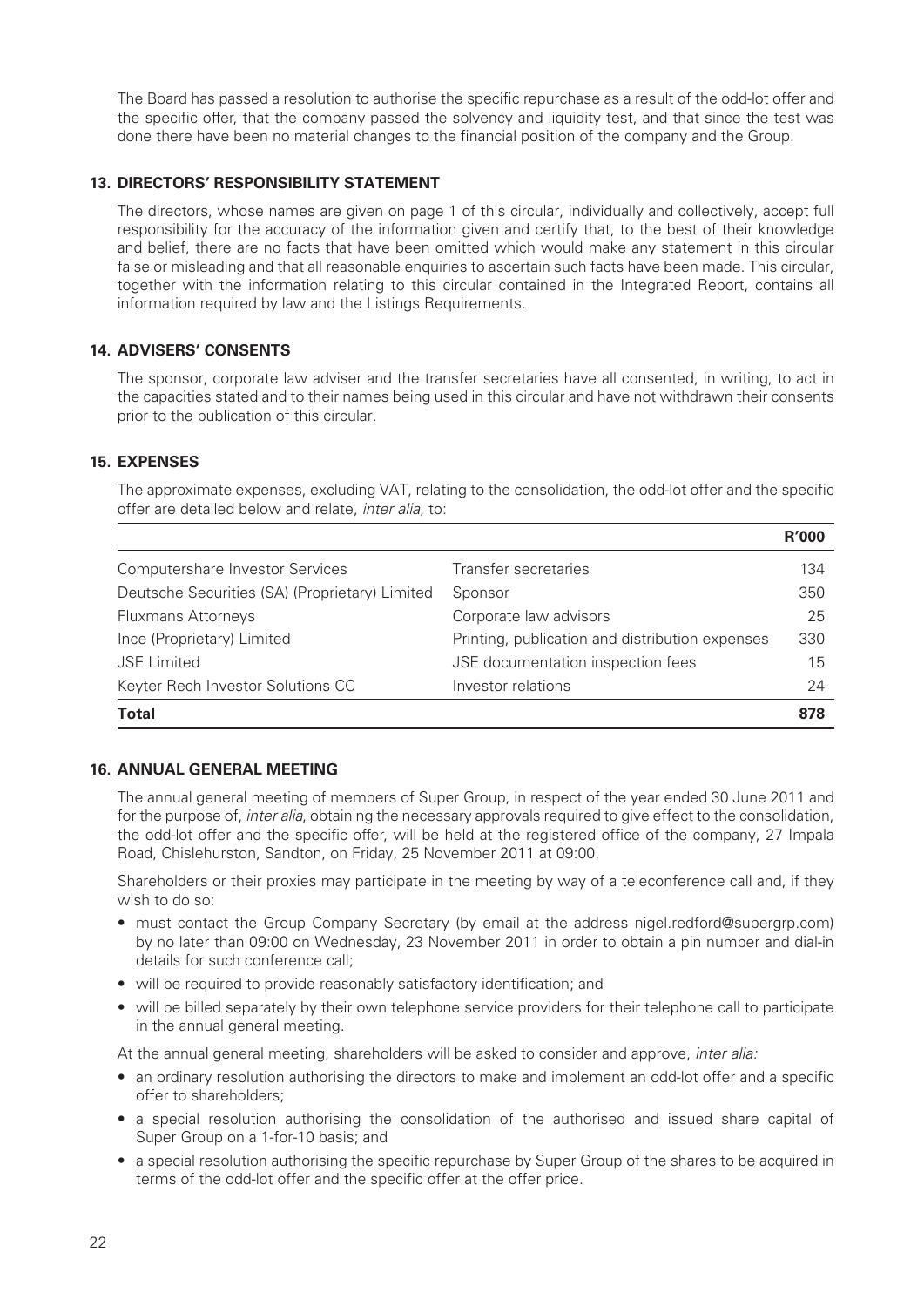The Board has passed a resolution to authorise the specific repurchase as a result of the odd-lot offer and the specific offer, that the company passed the solvency and liquidity test, and that since the test was done there have been no material changes to the financial position of the company and the Group.

## 13. DIRECTORS' RESPONSIBILITY STATEMENT

The directors, whose names are given on page 1 of this circular, individually and collectively, accept full responsibility for the accuracy of the information given and certify that, to the best of their knowledge and belief, there are no facts that have been omitted which would make any statement in this circular false or misleading and that all reasonable enquiries to ascertain such facts have been made. This circular, together with the information relating to this circular contained in the Integrated Report, contains all information required by law and the Listings Requirements.

## 14. ADVISERS' CONSENTS

The sponsor, corporate law adviser and the transfer secretaries have all consented, in writing, to act in the capacities stated and to their names being used in this circular and have not withdrawn their consents prior to the publication of this circular.

## 15. EXPENSES

The approximate expenses, excluding VAT, relating to the consolidation, the odd-lot offer and the specific offer are detailed below and relate, *inter alia*, to:

| | | **R'000** |
|---|---|---|
| Computershare Investor Services | Transfer secretaries | 134 |
| Deutsche Securities (SA) (Proprietary) Limited | Sponsor | 350 |
| Fluxmans Attorneys | Corporate law advisors | 25 |
| Ince (Proprietary) Limited | Printing, publication and distribution expenses | 330 |
| JSE Limited | JSE documentation inspection fees | 15 |
| Keyter Rech Investor Solutions CC | Investor relations | 24 |
| **Total** | | **878** |

## 16. ANNUAL GENERAL MEETING

The annual general meeting of members of Super Group, in respect of the year ended 30 June 2011 and for the purpose of, *inter alia*, obtaining the necessary approvals required to give effect to the consolidation, the odd-lot offer and the specific offer, will be held at the registered office of the company, 27 Impala Road, Chislehurston, Sandton, on Friday, 25 November 2011 at 09:00.

Shareholders or their proxies may participate in the meeting by way of a teleconference call and, if they wish to do so:

- must contact the Group Company Secretary (by email at the address nigel.redford@supergrp.com) by no later than 09:00 on Wednesday, 23 November 2011 in order to obtain a pin number and dial-in details for such conference call;
- will be required to provide reasonably satisfactory identification; and
- will be billed separately by their own telephone service providers for their telephone call to participate in the annual general meeting.

At the annual general meeting, shareholders will be asked to consider and approve, *inter alia:*

- an ordinary resolution authorising the directors to make and implement an odd-lot offer and a specific offer to shareholders;
- a special resolution authorising the consolidation of the authorised and issued share capital of Super Group on a 1-for-10 basis; and
- a special resolution authorising the specific repurchase by Super Group of the shares to be acquired in terms of the odd-lot offer and the specific offer at the offer price.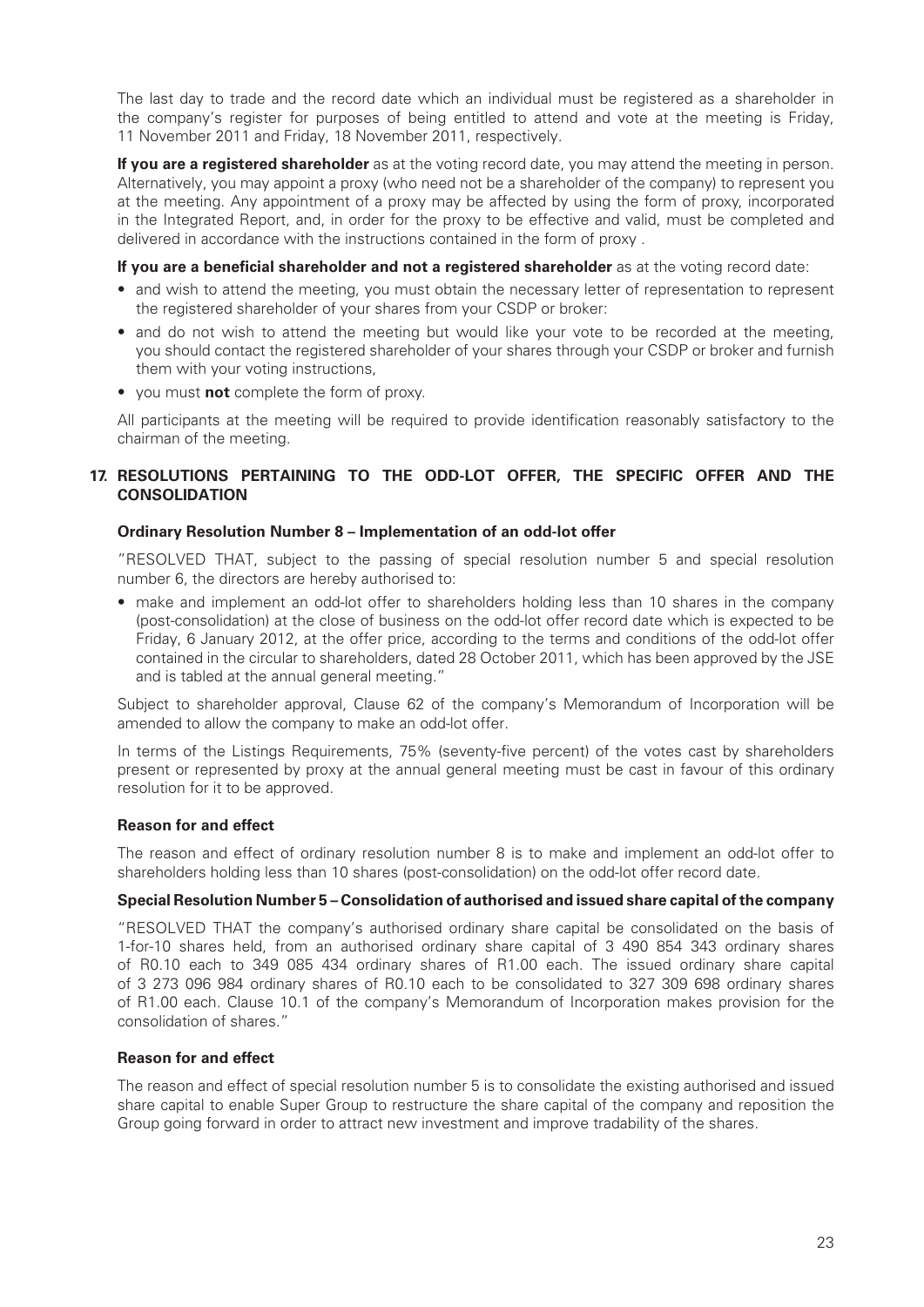The last day to trade and the record date which an individual must be registered as a shareholder in the company's register for purposes of being entitled to attend and vote at the meeting is Friday, 11 November 2011 and Friday, 18 November 2011, respectively.

**If you are a registered shareholder** as at the voting record date, you may attend the meeting in person. Alternatively, you may appoint a proxy (who need not be a shareholder of the company) to represent you at the meeting. Any appointment of a proxy may be affected by using the form of proxy, incorporated in the Integrated Report, and, in order for the proxy to be effective and valid, must be completed and delivered in accordance with the instructions contained in the form of proxy .

**If you are a beneficial shareholder and not a registered shareholder** as at the voting record date:

- and wish to attend the meeting, you must obtain the necessary letter of representation to represent the registered shareholder of your shares from your CSDP or broker:
- and do not wish to attend the meeting but would like your vote to be recorded at the meeting, you should contact the registered shareholder of your shares through your CSDP or broker and furnish them with your voting instructions,
- you must **not** complete the form of proxy.

All participants at the meeting will be required to provide identification reasonably satisfactory to the chairman of the meeting.

## 17. RESOLUTIONS PERTAINING TO THE ODD-LOT OFFER, THE SPECIFIC OFFER AND THE CONSOLIDATION

### Ordinary Resolution Number 8 – Implementation of an odd-lot offer

"RESOLVED THAT, subject to the passing of special resolution number 5 and special resolution number 6, the directors are hereby authorised to:

- make and implement an odd-lot offer to shareholders holding less than 10 shares in the company (post-consolidation) at the close of business on the odd-lot offer record date which is expected to be Friday, 6 January 2012, at the offer price, according to the terms and conditions of the odd-lot offer contained in the circular to shareholders, dated 28 October 2011, which has been approved by the JSE and is tabled at the annual general meeting."

Subject to shareholder approval, Clause 62 of the company's Memorandum of Incorporation will be amended to allow the company to make an odd-lot offer.

In terms of the Listings Requirements, 75% (seventy-five percent) of the votes cast by shareholders present or represented by proxy at the annual general meeting must be cast in favour of this ordinary resolution for it to be approved.

### Reason for and effect

The reason and effect of ordinary resolution number 8 is to make and implement an odd-lot offer to shareholders holding less than 10 shares (post-consolidation) on the odd-lot offer record date.

### Special Resolution Number 5 – Consolidation of authorised and issued share capital of the company

"RESOLVED THAT the company's authorised ordinary share capital be consolidated on the basis of 1-for-10 shares held, from an authorised ordinary share capital of 3 490 854 343 ordinary shares of R0.10 each to 349 085 434 ordinary shares of R1.00 each. The issued ordinary share capital of 3 273 096 984 ordinary shares of R0.10 each to be consolidated to 327 309 698 ordinary shares of R1.00 each. Clause 10.1 of the company's Memorandum of Incorporation makes provision for the consolidation of shares."

### Reason for and effect

The reason and effect of special resolution number 5 is to consolidate the existing authorised and issued share capital to enable Super Group to restructure the share capital of the company and reposition the Group going forward in order to attract new investment and improve tradability of the shares.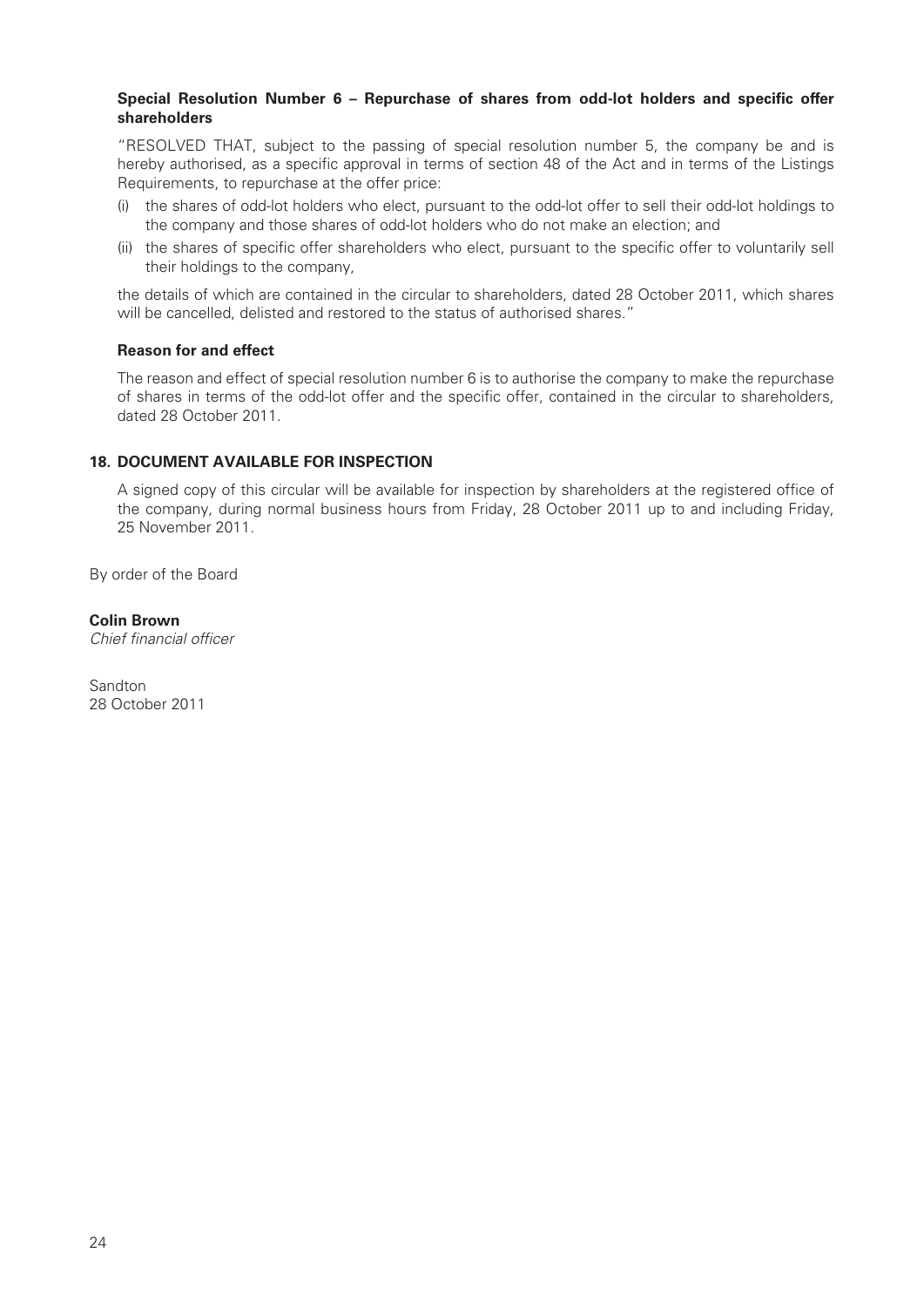**Special Resolution Number 6 – Repurchase of shares from odd-lot holders and specific offer shareholders**

"RESOLVED THAT, subject to the passing of special resolution number 5, the company be and is hereby authorised, as a specific approval in terms of section 48 of the Act and in terms of the Listings Requirements, to repurchase at the offer price:

(i) the shares of odd-lot holders who elect, pursuant to the odd-lot offer to sell their odd-lot holdings to the company and those shares of odd-lot holders who do not make an election; and

(ii) the shares of specific offer shareholders who elect, pursuant to the specific offer to voluntarily sell their holdings to the company,

the details of which are contained in the circular to shareholders, dated 28 October 2011, which shares will be cancelled, delisted and restored to the status of authorised shares."

**Reason for and effect**

The reason and effect of special resolution number 6 is to authorise the company to make the repurchase of shares in terms of the odd-lot offer and the specific offer, contained in the circular to shareholders, dated 28 October 2011.

## 18. DOCUMENT AVAILABLE FOR INSPECTION

A signed copy of this circular will be available for inspection by shareholders at the registered office of the company, during normal business hours from Friday, 28 October 2011 up to and including Friday, 25 November 2011.

By order of the Board

**Colin Brown**
*Chief financial officer*

Sandton
28 October 2011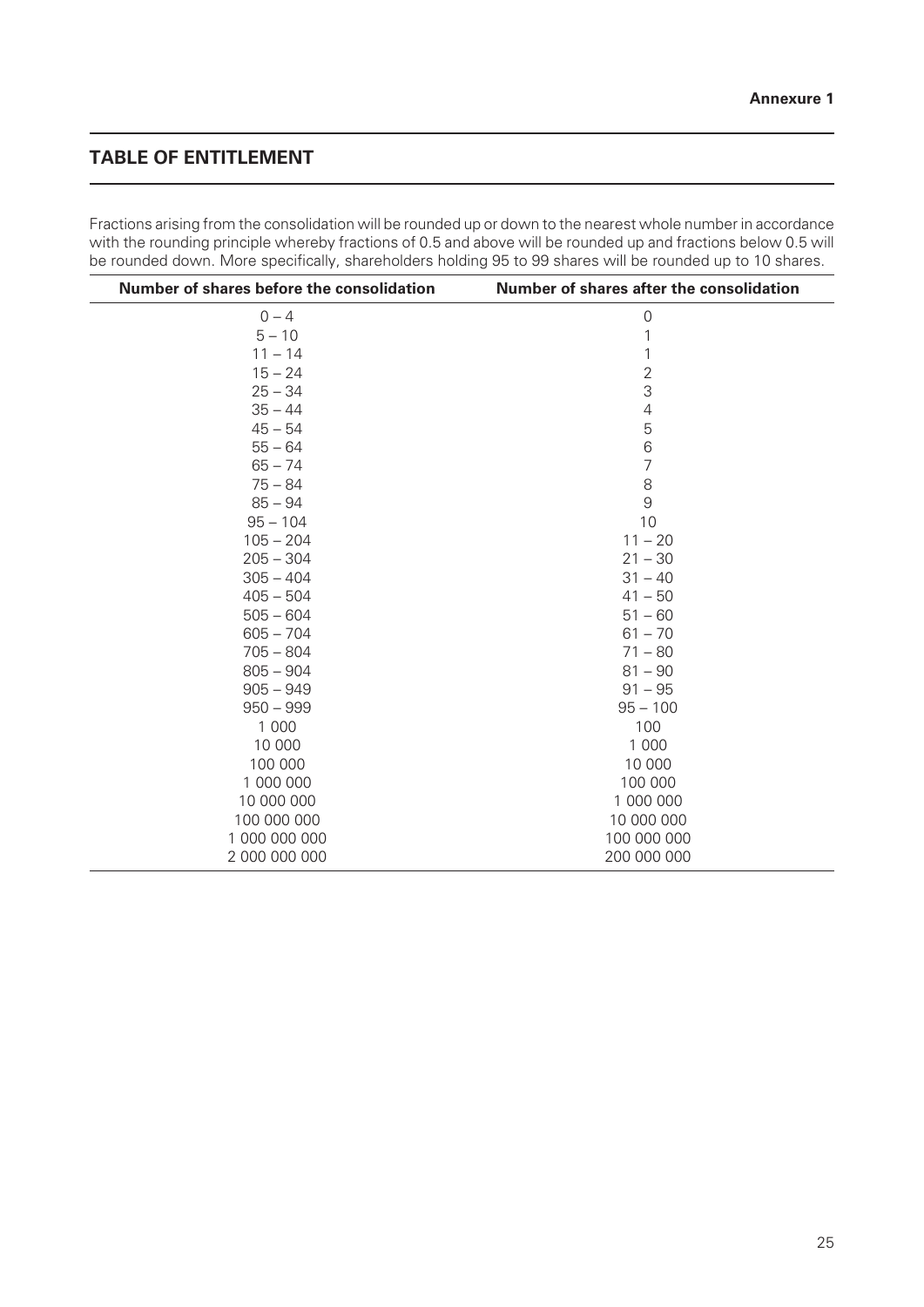**Annexure 1**

## TABLE OF ENTITLEMENT

Fractions arising from the consolidation will be rounded up or down to the nearest whole number in accordance with the rounding principle whereby fractions of 0.5 and above will be rounded up and fractions below 0.5 will be rounded down. More specifically, shareholders holding 95 to 99 shares will be rounded up to 10 shares.

| Number of shares before the consolidation | Number of shares after the consolidation |
|---|---|
| 0 – 4 | 0 |
| 5 – 10 | 1 |
| 11 – 14 | 1 |
| 15 – 24 | 2 |
| 25 – 34 | 3 |
| 35 – 44 | 4 |
| 45 – 54 | 5 |
| 55 – 64 | 6 |
| 65 – 74 | 7 |
| 75 – 84 | 8 |
| 85 – 94 | 9 |
| 95 – 104 | 10 |
| 105 – 204 | 11 – 20 |
| 205 – 304 | 21 – 30 |
| 305 – 404 | 31 – 40 |
| 405 – 504 | 41 – 50 |
| 505 – 604 | 51 – 60 |
| 605 – 704 | 61 – 70 |
| 705 – 804 | 71 – 80 |
| 805 – 904 | 81 – 90 |
| 905 – 949 | 91 – 95 |
| 950 – 999 | 95 – 100 |
| 1 000 | 100 |
| 10 000 | 1 000 |
| 100 000 | 10 000 |
| 1 000 000 | 100 000 |
| 10 000 000 | 1 000 000 |
| 100 000 000 | 10 000 000 |
| 1 000 000 000 | 100 000 000 |
| 2 000 000 000 | 200 000 000 |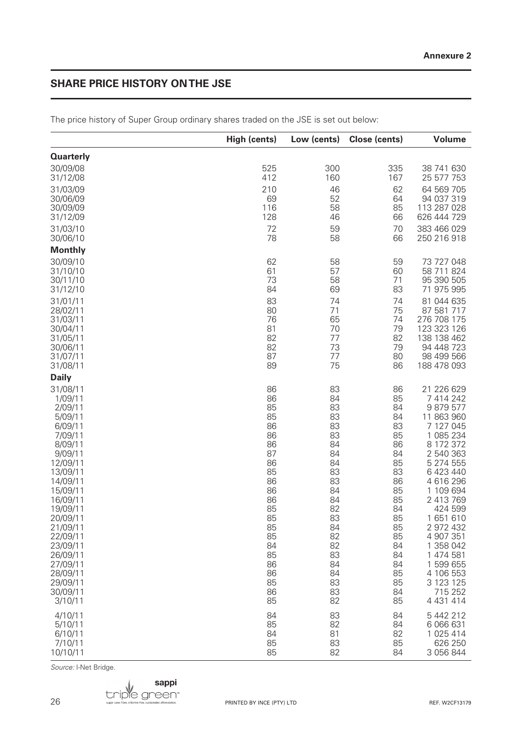Annexure 2

## SHARE PRICE HISTORY ON THE JSE

The price history of Super Group ordinary shares traded on the JSE is set out below:

| | High (cents) | Low (cents) | Close (cents) | Volume |
|---|---|---|---|---|
| **Quarterly** | | | | |
| 30/09/08 | 525 | 300 | 335 | 38 741 630 |
| 31/12/08 | 412 | 160 | 167 | 25 577 753 |
| 31/03/09 | 210 | 46 | 62 | 64 569 705 |
| 30/06/09 | 69 | 52 | 64 | 94 037 319 |
| 30/09/09 | 116 | 58 | 85 | 113 287 028 |
| 31/12/09 | 128 | 46 | 66 | 626 444 729 |
| 31/03/10 | 72 | 59 | 70 | 383 466 029 |
| 30/06/10 | 78 | 58 | 66 | 250 216 918 |
| **Monthly** | | | | |
| 30/09/10 | 62 | 58 | 59 | 73 727 048 |
| 31/10/10 | 61 | 57 | 60 | 58 711 824 |
| 30/11/10 | 73 | 58 | 71 | 95 390 505 |
| 31/12/10 | 84 | 69 | 83 | 71 975 995 |
| 31/01/11 | 83 | 74 | 74 | 81 044 635 |
| 28/02/11 | 80 | 71 | 75 | 87 581 717 |
| 31/03/11 | 76 | 65 | 74 | 276 708 175 |
| 30/04/11 | 81 | 70 | 79 | 123 323 126 |
| 31/05/11 | 82 | 77 | 82 | 138 138 462 |
| 30/06/11 | 82 | 73 | 79 | 94 448 723 |
| 31/07/11 | 87 | 77 | 80 | 98 499 566 |
| 31/08/11 | 89 | 75 | 86 | 188 478 093 |
| **Daily** | | | | |
| 31/08/11 | 86 | 83 | 86 | 21 226 629 |
| 1/09/11 | 86 | 84 | 85 | 7 414 242 |
| 2/09/11 | 85 | 83 | 84 | 9 879 577 |
| 5/09/11 | 85 | 83 | 84 | 11 863 960 |
| 6/09/11 | 86 | 83 | 83 | 7 127 045 |
| 7/09/11 | 86 | 83 | 85 | 1 085 234 |
| 8/09/11 | 86 | 84 | 86 | 8 172 372 |
| 9/09/11 | 87 | 84 | 84 | 2 540 363 |
| 12/09/11 | 86 | 84 | 85 | 5 274 555 |
| 13/09/11 | 85 | 83 | 83 | 6 423 440 |
| 14/09/11 | 86 | 83 | 86 | 4 616 296 |
| 15/09/11 | 86 | 84 | 85 | 1 109 694 |
| 16/09/11 | 86 | 84 | 85 | 2 413 769 |
| 19/09/11 | 85 | 82 | 84 | 424 599 |
| 20/09/11 | 85 | 83 | 85 | 1 651 610 |
| 21/09/11 | 85 | 84 | 85 | 2 972 432 |
| 22/09/11 | 85 | 82 | 85 | 4 907 351 |
| 23/09/11 | 84 | 82 | 84 | 1 358 042 |
| 26/09/11 | 85 | 83 | 84 | 1 474 581 |
| 27/09/11 | 86 | 84 | 84 | 1 599 655 |
| 28/09/11 | 86 | 84 | 85 | 4 106 553 |
| 29/09/11 | 85 | 83 | 85 | 3 123 125 |
| 30/09/11 | 86 | 83 | 84 | 715 252 |
| 3/10/11 | 85 | 82 | 85 | 4 431 414 |
| 4/10/11 | 84 | 83 | 84 | 5 442 212 |
| 5/10/11 | 85 | 82 | 84 | 6 066 631 |
| 6/10/11 | 84 | 81 | 82 | 1 025 414 |
| 7/10/11 | 85 | 83 | 85 | 626 250 |
| 10/10/11 | 85 | 82 | 84 | 3 056 844 |

*Source:* I-Net Bridge.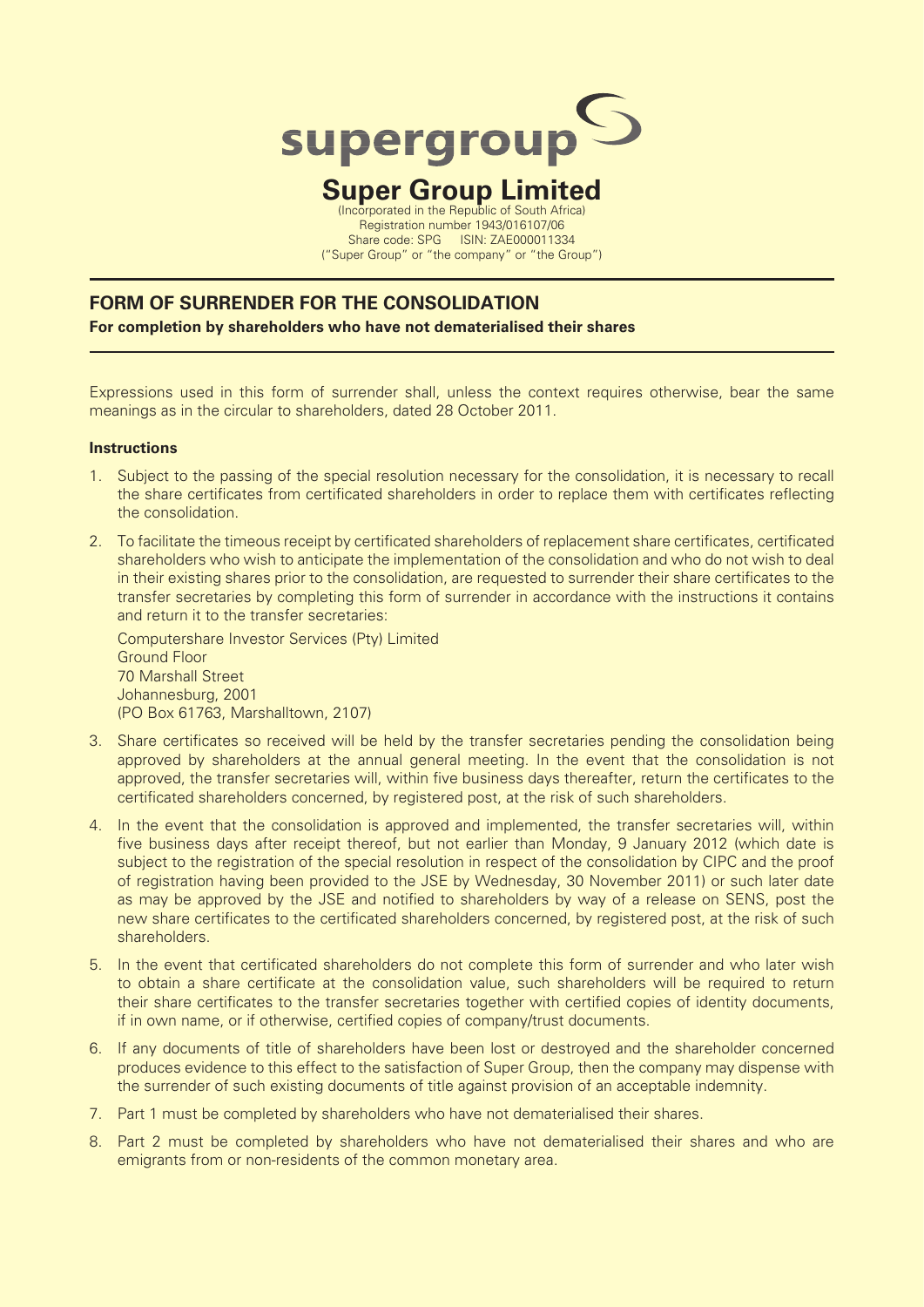supergroup

# Super Group Limited

(Incorporated in the Republic of South Africa)
Registration number 1943/016107/06
Share code: SPG ISIN: ZAE000011334
("Super Group" or "the company" or "the Group")

## FORM OF SURRENDER FOR THE CONSOLIDATION

**For completion by shareholders who have not dematerialised their shares**

Expressions used in this form of surrender shall, unless the context requires otherwise, bear the same meanings as in the circular to shareholders, dated 28 October 2011.

**Instructions**

1. Subject to the passing of the special resolution necessary for the consolidation, it is necessary to recall the share certificates from certificated shareholders in order to replace them with certificates reflecting the consolidation.
2. To facilitate the timeous receipt by certificated shareholders of replacement share certificates, certificated shareholders who wish to anticipate the implementation of the consolidation and who do not wish to deal in their existing shares prior to the consolidation, are requested to surrender their share certificates to the transfer secretaries by completing this form of surrender in accordance with the instructions it contains and return it to the transfer secretaries:

   Computershare Investor Services (Pty) Limited
   Ground Floor
   70 Marshall Street
   Johannesburg, 2001
   (PO Box 61763, Marshalltown, 2107)

3. Share certificates so received will be held by the transfer secretaries pending the consolidation being approved by shareholders at the annual general meeting. In the event that the consolidation is not approved, the transfer secretaries will, within five business days thereafter, return the certificates to the certificated shareholders concerned, by registered post, at the risk of such shareholders.
4. In the event that the consolidation is approved and implemented, the transfer secretaries will, within five business days after receipt thereof, but not earlier than Monday, 9 January 2012 (which date is subject to the registration of the special resolution in respect of the consolidation by CIPC and the proof of registration having been provided to the JSE by Wednesday, 30 November 2011) or such later date as may be approved by the JSE and notified to shareholders by way of a release on SENS, post the new share certificates to the certificated shareholders concerned, by registered post, at the risk of such shareholders.
5. In the event that certificated shareholders do not complete this form of surrender and who later wish to obtain a share certificate at the consolidation value, such shareholders will be required to return their share certificates to the transfer secretaries together with certified copies of identity documents, if in own name, or if otherwise, certified copies of company/trust documents.
6. If any documents of title of shareholders have been lost or destroyed and the shareholder concerned produces evidence to this effect to the satisfaction of Super Group, then the company may dispense with the surrender of such existing documents of title against provision of an acceptable indemnity.
7. Part 1 must be completed by shareholders who have not dematerialised their shares.
8. Part 2 must be completed by shareholders who have not dematerialised their shares and who are emigrants from or non-residents of the common monetary area.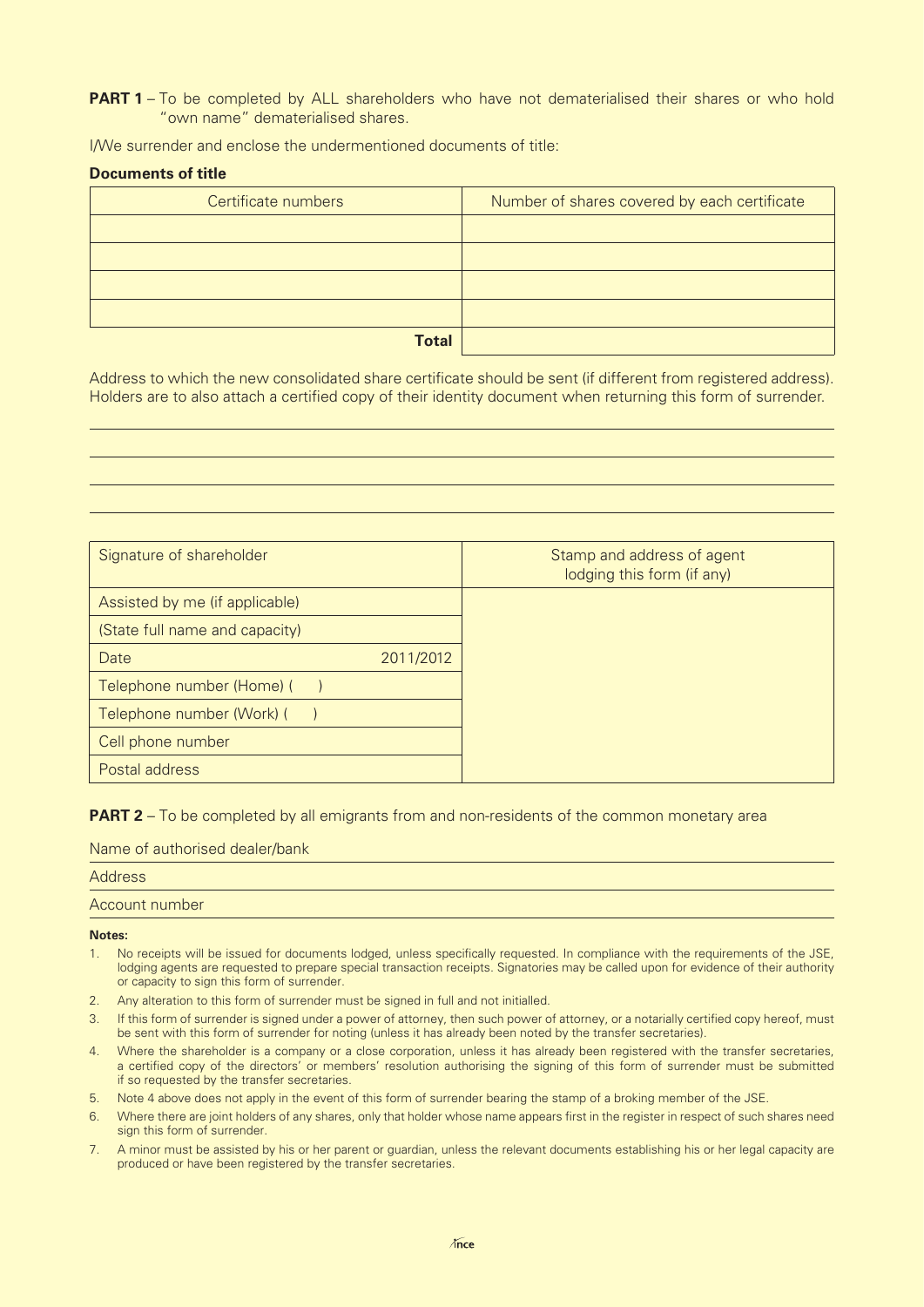**PART 1** – To be completed by ALL shareholders who have not dematerialised their shares or who hold "own name" dematerialised shares.

I/We surrender and enclose the undermentioned documents of title:

**Documents of title**

| Certificate numbers | Number of shares covered by each certificate |
|---|---|
| | |
| | |
| | |
| | |
| **Total** | |

Address to which the new consolidated share certificate should be sent (if different from registered address). Holders are to also attach a certified copy of their identity document when returning this form of surrender.

\_\_\_\_\_\_\_\_\_\_\_\_\_\_\_\_\_\_\_\_\_\_\_\_\_\_\_\_\_\_\_\_\_\_\_\_\_\_\_\_

\_\_\_\_\_\_\_\_\_\_\_\_\_\_\_\_\_\_\_\_\_\_\_\_\_\_\_\_\_\_\_\_\_\_\_\_\_\_\_\_

\_\_\_\_\_\_\_\_\_\_\_\_\_\_\_\_\_\_\_\_\_\_\_\_\_\_\_\_\_\_\_\_\_\_\_\_\_\_\_\_

\_\_\_\_\_\_\_\_\_\_\_\_\_\_\_\_\_\_\_\_\_\_\_\_\_\_\_\_\_\_\_\_\_\_\_\_\_\_\_\_

| Signature of shareholder | Stamp and address of agent lodging this form (if any) |
|---|---|
| Assisted by me (if applicable) | |
| (State full name and capacity) | |
| Date 2011/2012 | |
| Telephone number (Home) ( ) | |
| Telephone number (Work) ( ) | |
| Cell phone number | |
| Postal address | |

**PART 2** – To be completed by all emigrants from and non-residents of the common monetary area

Name of authorised dealer/bank

Address

Account number

**Notes:**

1. No receipts will be issued for documents lodged, unless specifically requested. In compliance with the requirements of the JSE, lodging agents are requested to prepare special transaction receipts. Signatories may be called upon for evidence of their authority or capacity to sign this form of surrender.
2. Any alteration to this form of surrender must be signed in full and not initialled.
3. If this form of surrender is signed under a power of attorney, then such power of attorney, or a notarially certified copy hereof, must be sent with this form of surrender for noting (unless it has already been noted by the transfer secretaries).
4. Where the shareholder is a company or a close corporation, unless it has already been registered with the transfer secretaries, a certified copy of the directors' or members' resolution authorising the signing of this form of surrender must be submitted if so requested by the transfer secretaries.
5. Note 4 above does not apply in the event of this form of surrender bearing the stamp of a broking member of the JSE.
6. Where there are joint holders of any shares, only that holder whose name appears first in the register in respect of such shares need sign this form of surrender.
7. A minor must be assisted by his or her parent or guardian, unless the relevant documents establishing his or her legal capacity are produced or have been registered by the transfer secretaries.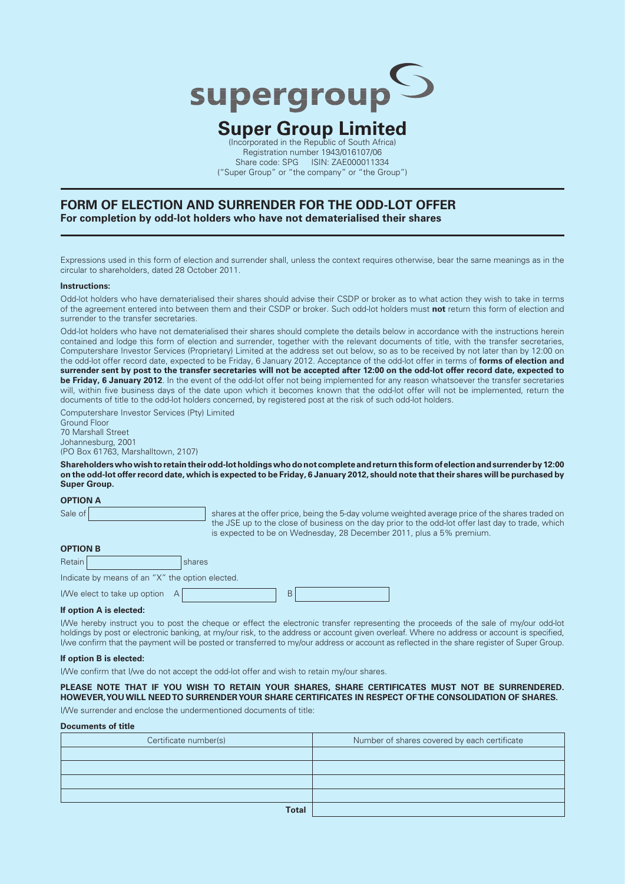supergroup

# Super Group Limited

(Incorporated in the Republic of South Africa)
Registration number 1943/016107/06
Share code: SPG ISIN: ZAE000011334
("Super Group" or "the company" or "the Group")

## FORM OF ELECTION AND SURRENDER FOR THE ODD-LOT OFFER

**For completion by odd-lot holders who have not dematerialised their shares**

Expressions used in this form of election and surrender shall, unless the context requires otherwise, bear the same meanings as in the circular to shareholders, dated 28 October 2011.

**Instructions:**

Odd-lot holders who have dematerialised their shares should advise their CSDP or broker as to what action they wish to take in terms of the agreement entered into between them and their CSDP or broker. Such odd-lot holders must **not** return this form of election and surrender to the transfer secretaries.

Odd-lot holders who have not dematerialised their shares should complete the details below in accordance with the instructions herein contained and lodge this form of election and surrender, together with the relevant documents of title, with the transfer secretaries, Computershare Investor Services (Proprietary) Limited at the address set out below, so as to be received by not later than by 12:00 on the odd-lot offer record date, expected to be Friday, 6 January 2012. Acceptance of the odd-lot offer in terms of **forms of election and surrender sent by post to the transfer secretaries will not be accepted after 12:00 on the odd-lot offer record date, expected to be Friday, 6 January 2012**. In the event of the odd-lot offer not being implemented for any reason whatsoever the transfer secretaries will, within five business days of the date upon which it becomes known that the odd-lot offer will not be implemented, return the documents of title to the odd-lot holders concerned, by registered post at the risk of such odd-lot holders.

Computershare Investor Services (Pty) Limited
Ground Floor
70 Marshall Street
Johannesburg, 2001
(PO Box 61763, Marshalltown, 2107)

**Shareholders who wish to retain their odd-lot holdings who do not complete and return this form of election and surrender by 12:00 on the odd-lot offer record date, which is expected to be Friday, 6 January 2012, should note that their shares will be purchased by Super Group.**

**OPTION A**

Sale of [ ] shares at the offer price, being the 5-day volume weighted average price of the shares traded on the JSE up to the close of business on the day prior to the odd-lot offer last day to trade, which is expected to be on Wednesday, 28 December 2011, plus a 5% premium.

**OPTION B**

Retain [ ] shares

Indicate by means of an "X" the option elected.

I/We elect to take up option A [ ] B [ ]

**If option A is elected:**

I/We hereby instruct you to post the cheque or effect the electronic transfer representing the proceeds of the sale of my/our odd-lot holdings by post or electronic banking, at my/our risk, to the address or account given overleaf. Where no address or account is specified, I/we confirm that the payment will be posted or transferred to my/our address or account as reflected in the share register of Super Group.

**If option B is elected:**

I/We confirm that I/we do not accept the odd-lot offer and wish to retain my/our shares.

**PLEASE NOTE THAT IF YOU WISH TO RETAIN YOUR SHARES, SHARE CERTIFICATES MUST NOT BE SURRENDERED. HOWEVER, YOU WILL NEED TO SURRENDER YOUR SHARE CERTIFICATES IN RESPECT OF THE CONSOLIDATION OF SHARES.**

I/We surrender and enclose the undermentioned documents of title:

**Documents of title**

| Certificate number(s) | Number of shares covered by each certificate |
|---|---|
| | |
| | |
| | |
| | |
| **Total** | |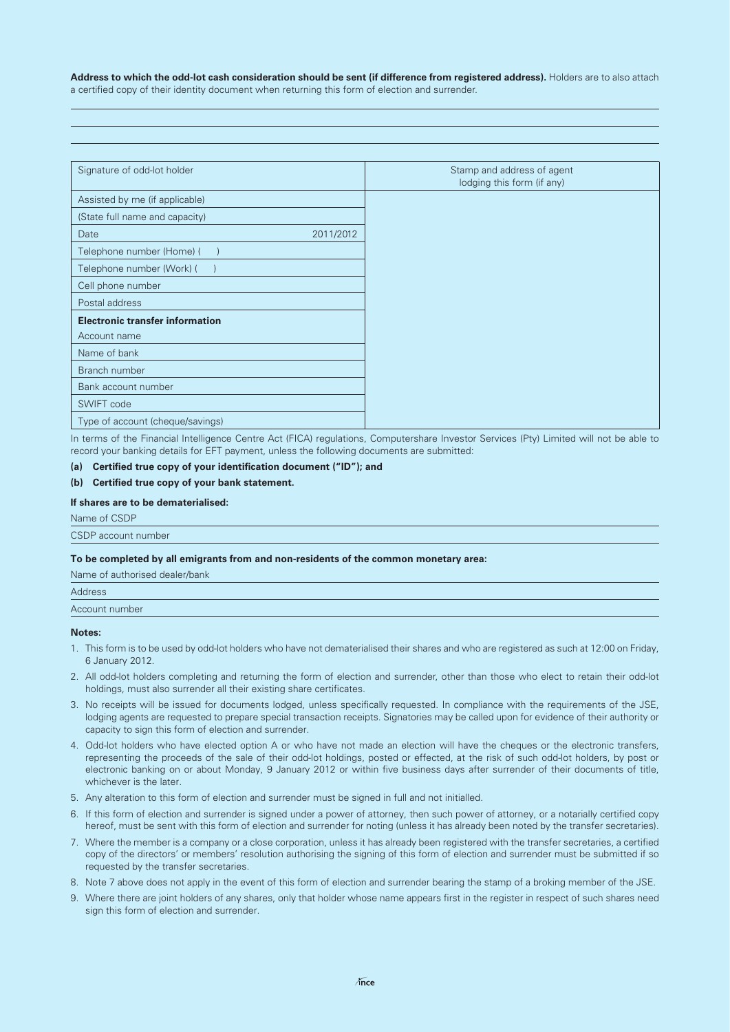**Address to which the odd-lot cash consideration should be sent (if difference from registered address).** Holders are to also attach a certified copy of their identity document when returning this form of election and surrender.

| Signature of odd-lot holder | Stamp and address of agent lodging this form (if any) |
|---|---|
| Assisted by me (if applicable) | |
| (State full name and capacity) | |
| Date 2011/2012 | |
| Telephone number (Home) (   ) | |
| Telephone number (Work) (   ) | |
| Cell phone number | |
| Postal address | |
| **Electronic transfer information** | |
| Account name | |
| Name of bank | |
| Branch number | |
| Bank account number | |
| SWIFT code | |
| Type of account (cheque/savings) | |

In terms of the Financial Intelligence Centre Act (FICA) regulations, Computershare Investor Services (Pty) Limited will not be able to record your banking details for EFT payment, unless the following documents are submitted:

**(a) Certified true copy of your identification document ("ID"); and**

**(b) Certified true copy of your bank statement.**

**If shares are to be dematerialised:**

Name of CSDP

CSDP account number

**To be completed by all emigrants from and non-residents of the common monetary area:**

Name of authorised dealer/bank

Address

Account number

**Notes:**

1. This form is to be used by odd-lot holders who have not dematerialised their shares and who are registered as such at 12:00 on Friday, 6 January 2012.
2. All odd-lot holders completing and returning the form of election and surrender, other than those who elect to retain their odd-lot holdings, must also surrender all their existing share certificates.
3. No receipts will be issued for documents lodged, unless specifically requested. In compliance with the requirements of the JSE, lodging agents are requested to prepare special transaction receipts. Signatories may be called upon for evidence of their authority or capacity to sign this form of election and surrender.
4. Odd-lot holders who have elected option A or who have not made an election will have the cheques or the electronic transfers, representing the proceeds of the sale of their odd-lot holdings, posted or effected, at the risk of such odd-lot holders, by post or electronic banking on or about Monday, 9 January 2012 or within five business days after surrender of their documents of title, whichever is the later.
5. Any alteration to this form of election and surrender must be signed in full and not initialled.
6. If this form of election and surrender is signed under a power of attorney, then such power of attorney, or a notarially certified copy hereof, must be sent with this form of election and surrender for noting (unless it has already been noted by the transfer secretaries).
7. Where the member is a company or a close corporation, unless it has already been registered with the transfer secretaries, a certified copy of the directors' or members' resolution authorising the signing of this form of election and surrender must be submitted if so requested by the transfer secretaries.
8. Note 7 above does not apply in the event of this form of election and surrender bearing the stamp of a broking member of the JSE.
9. Where there are joint holders of any shares, only that holder whose name appears first in the register in respect of such shares need sign this form of election and surrender.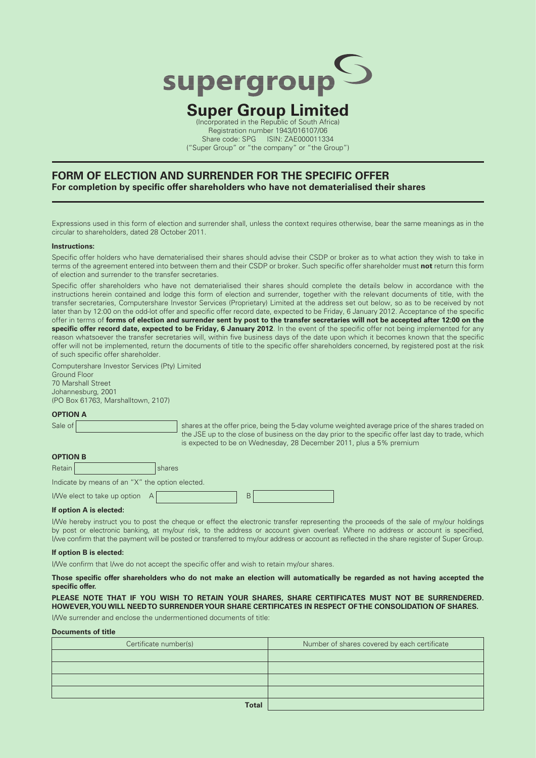supergroup

# Super Group Limited

(Incorporated in the Republic of South Africa)
Registration number 1943/016107/06
Share code: SPG ISIN: ZAE000011334
("Super Group" or "the company" or "the Group")

## FORM OF ELECTION AND SURRENDER FOR THE SPECIFIC OFFER

**For completion by specific offer shareholders who have not dematerialised their shares**

Expressions used in this form of election and surrender shall, unless the context requires otherwise, bear the same meanings as in the circular to shareholders, dated 28 October 2011.

**Instructions:**

Specific offer holders who have dematerialised their shares should advise their CSDP or broker as to what action they wish to take in terms of the agreement entered into between them and their CSDP or broker. Such specific offer shareholder must **not** return this form of election and surrender to the transfer secretaries.

Specific offer shareholders who have not dematerialised their shares should complete the details below in accordance with the instructions herein contained and lodge this form of election and surrender, together with the relevant documents of title, with the transfer secretaries, Computershare Investor Services (Proprietary) Limited at the address set out below, so as to be received by not later than by 12:00 on the odd-lot offer and specific offer record date, expected to be Friday, 6 January 2012. Acceptance of the specific offer in terms of **forms of election and surrender sent by post to the transfer secretaries will not be accepted after 12:00 on the specific offer record date, expected to be Friday, 6 January 2012**. In the event of the specific offer not being implemented for any reason whatsoever the transfer secretaries will, within five business days of the date upon which it becomes known that the specific offer will not be implemented, return the documents of title to the specific offer shareholders concerned, by registered post at the risk of such specific offer shareholder.

Computershare Investor Services (Pty) Limited
Ground Floor
70 Marshall Street
Johannesburg, 2001
(PO Box 61763, Marshalltown, 2107)

**OPTION A**

Sale of ____________ shares at the offer price, being the 5-day volume weighted average price of the shares traded on the JSE up to the close of business on the day prior to the specific offer last day to trade, which is expected to be on Wednesday, 28 December 2011, plus a 5% premium

**OPTION B**

Retain ____________ shares

Indicate by means of an "X" the option elected.

I/We elect to take up option A ____________ B ____________

**If option A is elected:**

I/We hereby instruct you to post the cheque or effect the electronic transfer representing the proceeds of the sale of my/our holdings by post or electronic banking, at my/our risk, to the address or account given overleaf. Where no address or account is specified, I/we confirm that the payment will be posted or transferred to my/our address or account as reflected in the share register of Super Group.

**If option B is elected:**

I/We confirm that I/we do not accept the specific offer and wish to retain my/our shares.

**Those specific offer shareholders who do not make an election will automatically be regarded as not having accepted the specific offer.**

**PLEASE NOTE THAT IF YOU WISH TO RETAIN YOUR SHARES, SHARE CERTIFICATES MUST NOT BE SURRENDERED. HOWEVER, YOU WILL NEED TO SURRENDER YOUR SHARE CERTIFICATES IN RESPECT OF THE CONSOLIDATION OF SHARES.**

I/We surrender and enclose the undermentioned documents of title:

**Documents of title**

| Certificate number(s) | Number of shares covered by each certificate |
|---|---|
| | |
| | |
| | |
| | |
| **Total** | |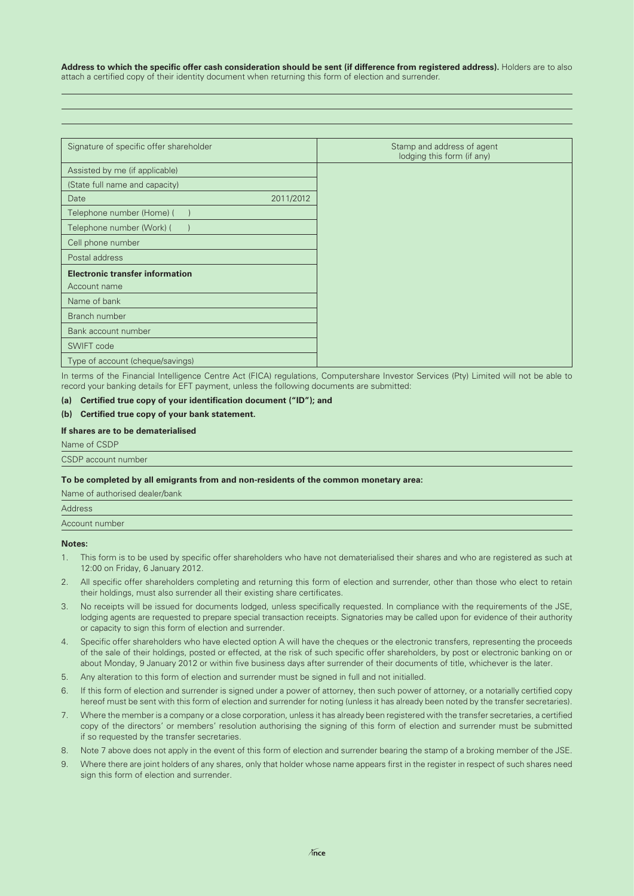**Address to which the specific offer cash consideration should be sent (if difference from registered address).** Holders are to also attach a certified copy of their identity document when returning this form of election and surrender.

| Signature of specific offer shareholder | | Stamp and address of agent lodging this form (if any) |
|---|---|---|
| Assisted by me (if applicable) | | |
| (State full name and capacity) | | |
| Date | 2011/2012 | |
| Telephone number (Home) (     ) | | |
| Telephone number (Work) (     ) | | |
| Cell phone number | | |
| Postal address | | |
| **Electronic transfer information** Account name | | |
| Name of bank | | |
| Branch number | | |
| Bank account number | | |
| SWIFT code | | |
| Type of account (cheque/savings) | | |

In terms of the Financial Intelligence Centre Act (FICA) regulations, Computershare Investor Services (Pty) Limited will not be able to record your banking details for EFT payment, unless the following documents are submitted:

**(a) Certified true copy of your identification document ("ID"); and**

**(b) Certified true copy of your bank statement.**

**If shares are to be dematerialised**

Name of CSDP

CSDP account number

**To be completed by all emigrants from and non-residents of the common monetary area:**

Name of authorised dealer/bank

Address

Account number

**Notes:**

1. This form is to be used by specific offer shareholders who have not dematerialised their shares and who are registered as such at 12:00 on Friday, 6 January 2012.
2. All specific offer shareholders completing and returning this form of election and surrender, other than those who elect to retain their holdings, must also surrender all their existing share certificates.
3. No receipts will be issued for documents lodged, unless specifically requested. In compliance with the requirements of the JSE, lodging agents are requested to prepare special transaction receipts. Signatories may be called upon for evidence of their authority or capacity to sign this form of election and surrender.
4. Specific offer shareholders who have elected option A will have the cheques or the electronic transfers, representing the proceeds of the sale of their holdings, posted or effected, at the risk of such specific offer shareholders, by post or electronic banking on or about Monday, 9 January 2012 or within five business days after surrender of their documents of title, whichever is the later.
5. Any alteration to this form of election and surrender must be signed in full and not initialled.
6. If this form of election and surrender is signed under a power of attorney, then such power of attorney, or a notarially certified copy hereof must be sent with this form of election and surrender for noting (unless it has already been noted by the transfer secretaries).
7. Where the member is a company or a close corporation, unless it has already been registered with the transfer secretaries, a certified copy of the directors' or members' resolution authorising the signing of this form of election and surrender must be submitted if so requested by the transfer secretaries.
8. Note 7 above does not apply in the event of this form of election and surrender bearing the stamp of a broking member of the JSE.
9. Where there are joint holders of any shares, only that holder whose name appears first in the register in respect of such shares need sign this form of election and surrender.